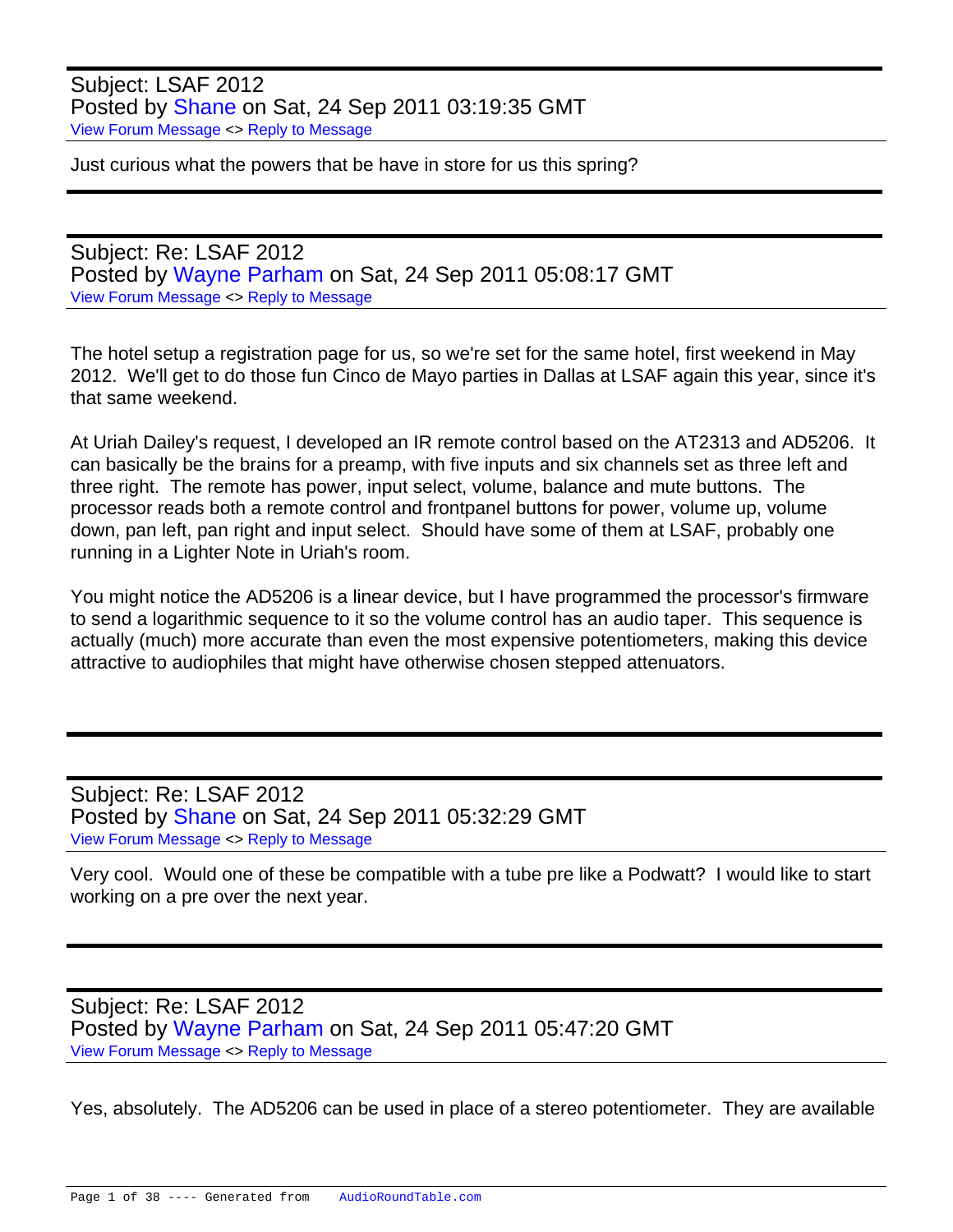Subject: LSAF 2012
Posted by Shane on Sat, 24 Sep 2011 03:19:35 GMT
View Forum Message <> Reply to Message

Just curious what the powers that be have in store for us this spring?

---

Subject: Re: LSAF 2012
Posted by Wayne Parham on Sat, 24 Sep 2011 05:08:17 GMT
View Forum Message <> Reply to Message

The hotel setup a registration page for us, so we're set for the same hotel, first weekend in May 2012. We'll get to do those fun Cinco de Mayo parties in Dallas at LSAF again this year, since it's that same weekend.

At Uriah Dailey's request, I developed an IR remote control based on the AT2313 and AD5206. It can basically be the brains for a preamp, with five inputs and six channels set as three left and three right. The remote has power, input select, volume, balance and mute buttons. The processor reads both a remote control and frontpanel buttons for power, volume up, volume down, pan left, pan right and input select. Should have some of them at LSAF, probably one running in a Lighter Note in Uriah's room.

You might notice the AD5206 is a linear device, but I have programmed the processor's firmware to send a logarithmic sequence to it so the volume control has an audio taper. This sequence is actually (much) more accurate than even the most expensive potentiometers, making this device attractive to audiophiles that might have otherwise chosen stepped attenuators.

---

Subject: Re: LSAF 2012
Posted by Shane on Sat, 24 Sep 2011 05:32:29 GMT
View Forum Message <> Reply to Message

Very cool. Would one of these be compatible with a tube pre like a Podwatt? I would like to start working on a pre over the next year.

---

Subject: Re: LSAF 2012
Posted by Wayne Parham on Sat, 24 Sep 2011 05:47:20 GMT
View Forum Message <> Reply to Message

Yes, absolutely. The AD5206 can be used in place of a stereo potentiometer. They are available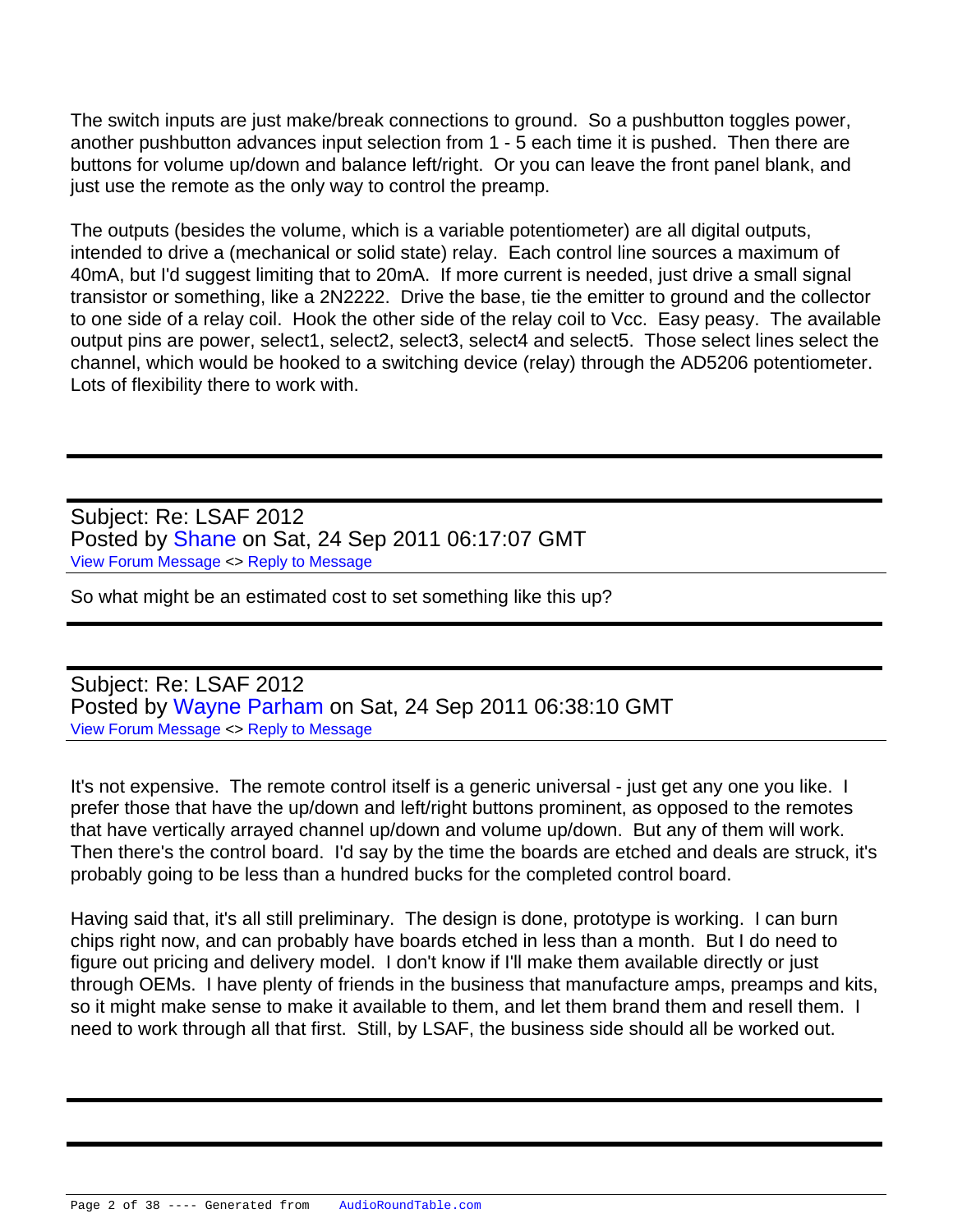The switch inputs are just make/break connections to ground. So a pushbutton toggles power, another pushbutton advances input selection from 1 - 5 each time it is pushed. Then there are buttons for volume up/down and balance left/right. Or you can leave the front panel blank, and just use the remote as the only way to control the preamp.

The outputs (besides the volume, which is a variable potentiometer) are all digital outputs, intended to drive a (mechanical or solid state) relay. Each control line sources a maximum of 40mA, but I'd suggest limiting that to 20mA. If more current is needed, just drive a small signal transistor or something, like a 2N2222. Drive the base, tie the emitter to ground and the collector to one side of a relay coil. Hook the other side of the relay coil to Vcc. Easy peasy. The available output pins are power, select1, select2, select3, select4 and select5. Those select lines select the channel, which would be hooked to a switching device (relay) through the AD5206 potentiometer. Lots of flexibility there to work with.

---

Subject: Re: LSAF 2012
Posted by Shane on Sat, 24 Sep 2011 06:17:07 GMT
View Forum Message <> Reply to Message

So what might be an estimated cost to set something like this up?

---

Subject: Re: LSAF 2012
Posted by Wayne Parham on Sat, 24 Sep 2011 06:38:10 GMT
View Forum Message <> Reply to Message

It's not expensive. The remote control itself is a generic universal - just get any one you like. I prefer those that have the up/down and left/right buttons prominent, as opposed to the remotes that have vertically arrayed channel up/down and volume up/down. But any of them will work. Then there's the control board. I'd say by the time the boards are etched and deals are struck, it's probably going to be less than a hundred bucks for the completed control board.

Having said that, it's all still preliminary. The design is done, prototype is working. I can burn chips right now, and can probably have boards etched in less than a month. But I do need to figure out pricing and delivery model. I don't know if I'll make them available directly or just through OEMs. I have plenty of friends in the business that manufacture amps, preamps and kits, so it might make sense to make it available to them, and let them brand them and resell them. I need to work through all that first. Still, by LSAF, the business side should all be worked out.

---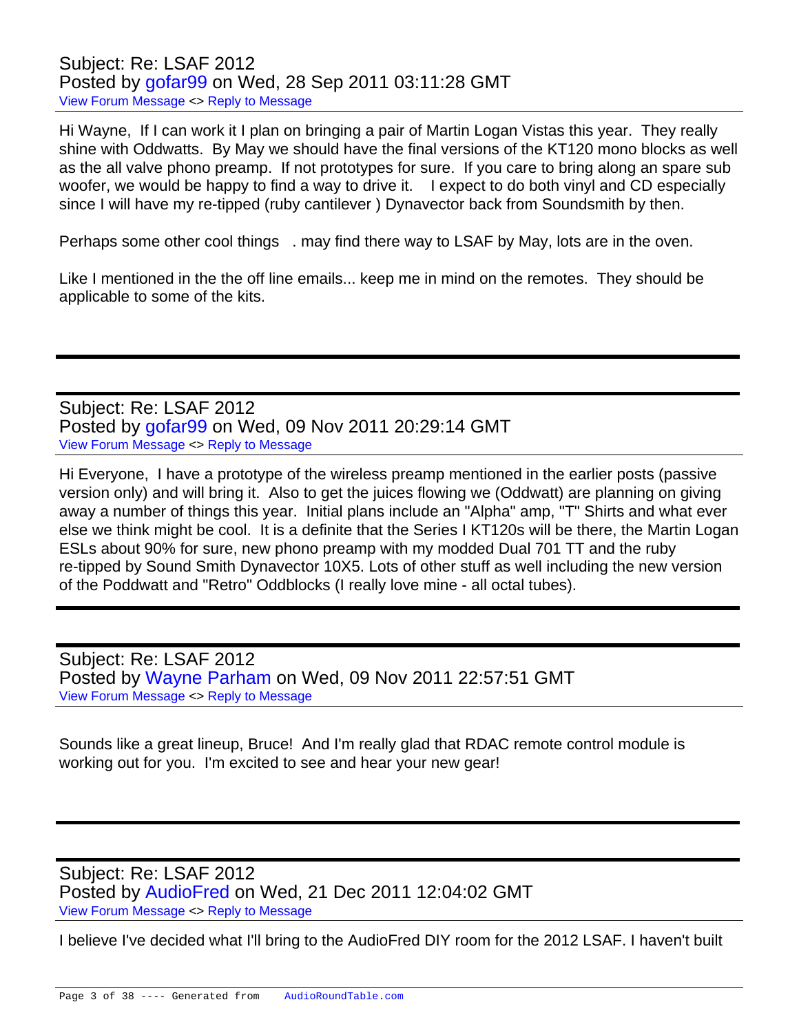Subject: Re: LSAF 2012
Posted by gofar99 on Wed, 28 Sep 2011 03:11:28 GMT
View Forum Message <> Reply to Message

Hi Wayne,  If I can work it I plan on bringing a pair of Martin Logan Vistas this year.  They really shine with Oddwatts.  By May we should have the final versions of the KT120 mono blocks as well as the all valve phono preamp.  If not prototypes for sure.  If you care to bring along an spare sub woofer, we would be happy to find a way to drive it.   I expect to do both vinyl and CD especially since I will have my re-tipped (ruby cantilever ) Dynavector back from Soundsmith by then.

Perhaps some other cool things  . may find there way to LSAF by May, lots are in the oven.

Like I mentioned in the the off line emails... keep me in mind on the remotes.  They should be applicable to some of the kits.

---

Subject: Re: LSAF 2012
Posted by gofar99 on Wed, 09 Nov 2011 20:29:14 GMT
View Forum Message <> Reply to Message

Hi Everyone,  I have a prototype of the wireless preamp mentioned in the earlier posts (passive version only) and will bring it.  Also to get the juices flowing we (Oddwatt) are planning on giving away a number of things this year.  Initial plans include an "Alpha" amp, "T" Shirts and what ever else we think might be cool.  It is a definite that the Series I KT120s will be there, the Martin Logan ESLs about 90% for sure, new phono preamp with my modded Dual 701 TT and the ruby re-tipped by Sound Smith Dynavector 10X5. Lots of other stuff as well including the new version of the Poddwatt and "Retro" Oddblocks (I really love mine - all octal tubes).

---

Subject: Re: LSAF 2012
Posted by Wayne Parham on Wed, 09 Nov 2011 22:57:51 GMT
View Forum Message <> Reply to Message

Sounds like a great lineup, Bruce!  And I'm really glad that RDAC remote control module is working out for you.  I'm excited to see and hear your new gear!

---

Subject: Re: LSAF 2012
Posted by AudioFred on Wed, 21 Dec 2011 12:04:02 GMT
View Forum Message <> Reply to Message

I believe I've decided what I'll bring to the AudioFred DIY room for the 2012 LSAF. I haven't built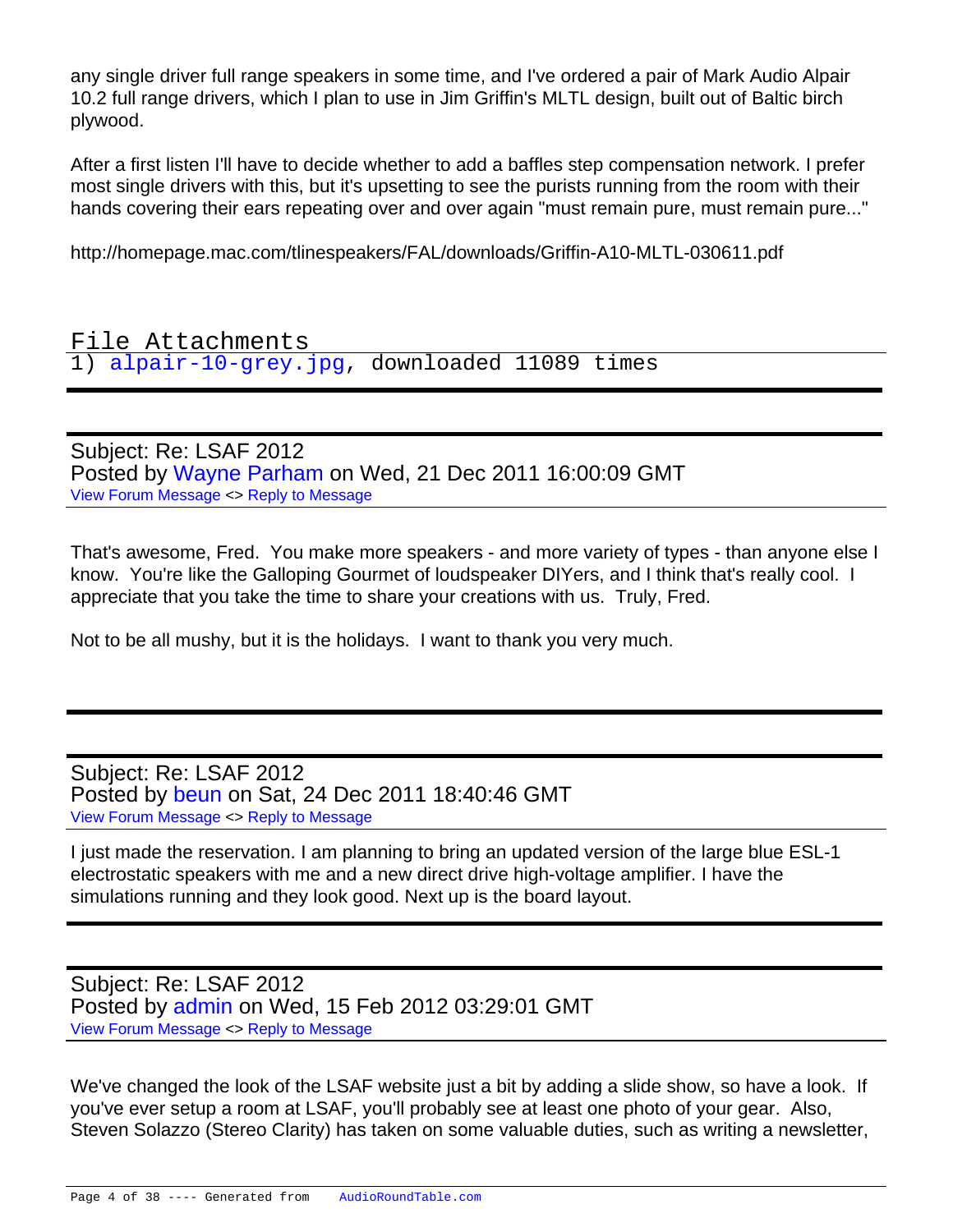any single driver full range speakers in some time, and I've ordered a pair of Mark Audio Alpair 10.2 full range drivers, which I plan to use in Jim Griffin's MLTL design, built out of Baltic birch plywood.

After a first listen I'll have to decide whether to add a baffles step compensation network. I prefer most single drivers with this, but it's upsetting to see the purists running from the room with their hands covering their ears repeating over and over again "must remain pure, must remain pure..."

http://homepage.mac.com/tlinespeakers/FAL/downloads/Griffin-A10-MLTL-030611.pdf

File Attachments

1) alpair-10-grey.jpg, downloaded 11089 times

---

Subject: Re: LSAF 2012
Posted by Wayne Parham on Wed, 21 Dec 2011 16:00:09 GMT
View Forum Message <> Reply to Message

That's awesome, Fred. You make more speakers - and more variety of types - than anyone else I know. You're like the Galloping Gourmet of loudspeaker DIYers, and I think that's really cool. I appreciate that you take the time to share your creations with us. Truly, Fred.

Not to be all mushy, but it is the holidays. I want to thank you very much.

---

Subject: Re: LSAF 2012
Posted by beun on Sat, 24 Dec 2011 18:40:46 GMT
View Forum Message <> Reply to Message

I just made the reservation. I am planning to bring an updated version of the large blue ESL-1 electrostatic speakers with me and a new direct drive high-voltage amplifier. I have the simulations running and they look good. Next up is the board layout.

---

Subject: Re: LSAF 2012
Posted by admin on Wed, 15 Feb 2012 03:29:01 GMT
View Forum Message <> Reply to Message

We've changed the look of the LSAF website just a bit by adding a slide show, so have a look. If you've ever setup a room at LSAF, you'll probably see at least one photo of your gear. Also, Steven Solazzo (Stereo Clarity) has taken on some valuable duties, such as writing a newsletter,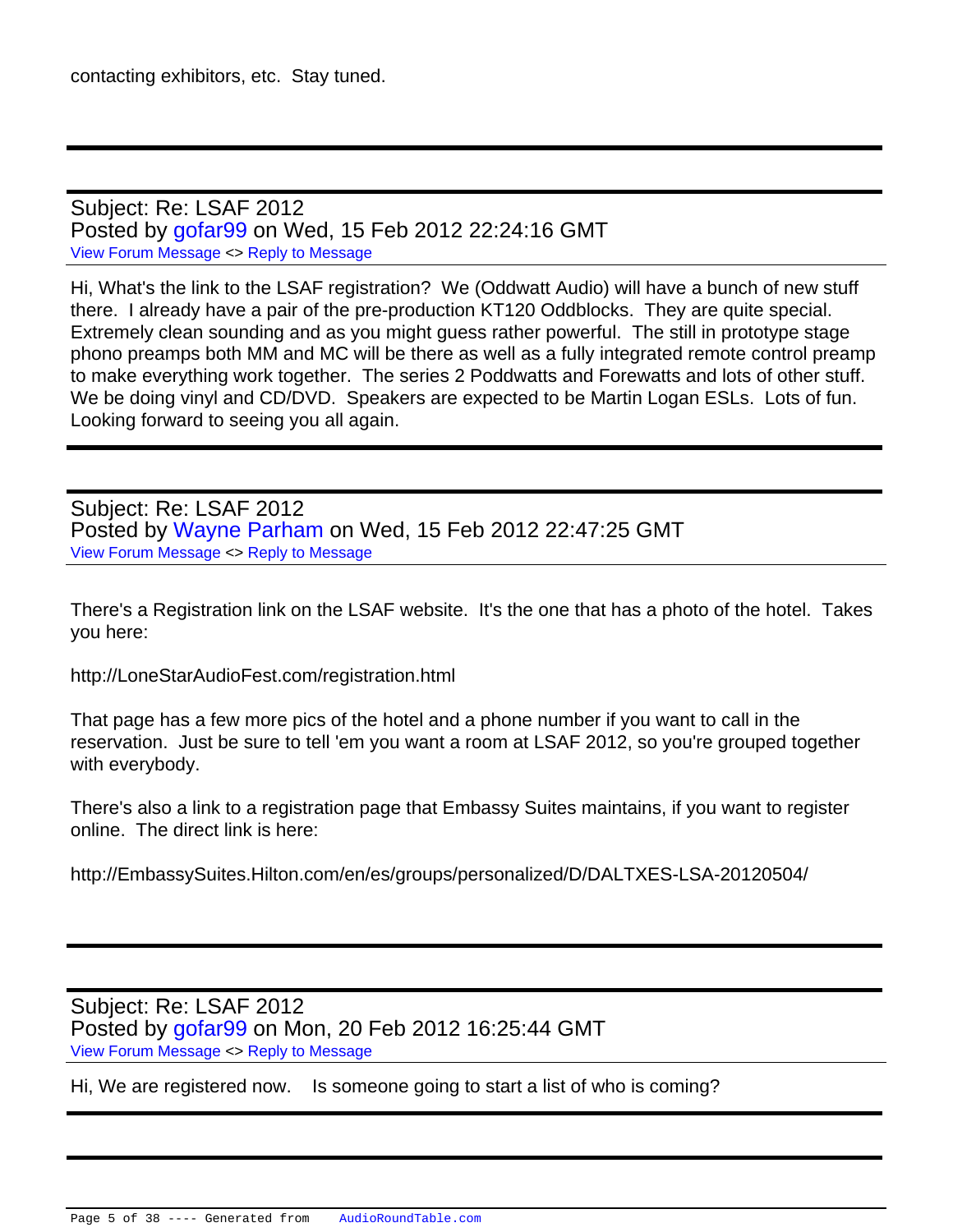contacting exhibitors, etc.  Stay tuned.

---

Subject: Re: LSAF 2012
Posted by gofar99 on Wed, 15 Feb 2012 22:24:16 GMT
View Forum Message <> Reply to Message

Hi, What's the link to the LSAF registration?  We (Oddwatt Audio) will have a bunch of new stuff there.  I already have a pair of the pre-production KT120 Oddblocks.  They are quite special.  Extremely clean sounding and as you might guess rather powerful.  The still in prototype stage phono preamps both MM and MC will be there as well as a fully integrated remote control preamp to make everything work together.  The series 2 Poddwatts and Forewatts and lots of other stuff.  We be doing vinyl and CD/DVD.  Speakers are expected to be Martin Logan ESLs.  Lots of fun.  Looking forward to seeing you all again.

---

Subject: Re: LSAF 2012
Posted by Wayne Parham on Wed, 15 Feb 2012 22:47:25 GMT
View Forum Message <> Reply to Message

There's a Registration link on the LSAF website.  It's the one that has a photo of the hotel.  Takes you here:

http://LoneStarAudioFest.com/registration.html

That page has a few more pics of the hotel and a phone number if you want to call in the reservation.  Just be sure to tell 'em you want a room at LSAF 2012, so you're grouped together with everybody.

There's also a link to a registration page that Embassy Suites maintains, if you want to register online.  The direct link is here:

http://EmbassySuites.Hilton.com/en/es/groups/personalized/D/DALTXES-LSA-20120504/

---

Subject: Re: LSAF 2012
Posted by gofar99 on Mon, 20 Feb 2012 16:25:44 GMT
View Forum Message <> Reply to Message

Hi, We are registered now.    Is someone going to start a list of who is coming?

---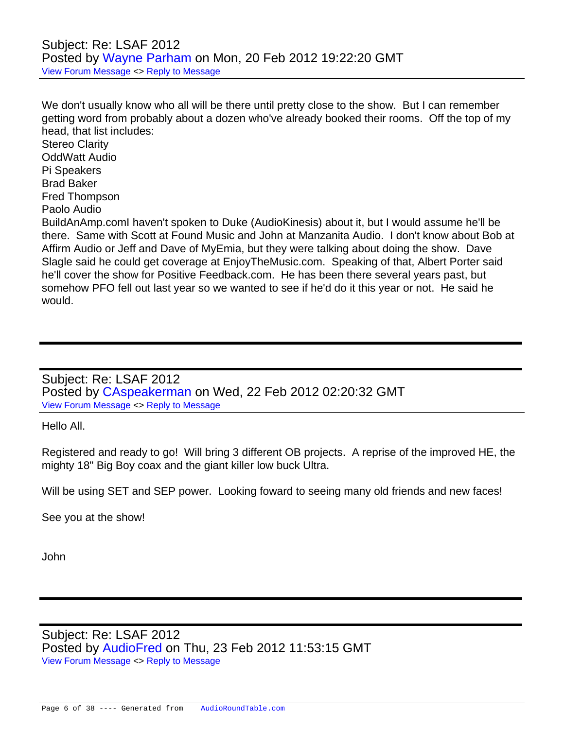Subject: Re: LSAF 2012
Posted by Wayne Parham on Mon, 20 Feb 2012 19:22:20 GMT
View Forum Message <> Reply to Message

---

We don't usually know who all will be there until pretty close to the show. But I can remember getting word from probably about a dozen who've already booked their rooms. Off the top of my head, that list includes:
Stereo Clarity
OddWatt Audio
Pi Speakers
Brad Baker
Fred Thompson
Paolo Audio
BuildAnAmp.comI haven't spoken to Duke (AudioKinesis) about it, but I would assume he'll be there. Same with Scott at Found Music and John at Manzanita Audio. I don't know about Bob at Affirm Audio or Jeff and Dave of MyEmia, but they were talking about doing the show. Dave Slagle said he could get coverage at EnjoyTheMusic.com. Speaking of that, Albert Porter said he'll cover the show for Positive Feedback.com. He has been there several years past, but somehow PFO fell out last year so we wanted to see if he'd do it this year or not. He said he would.

---

Subject: Re: LSAF 2012
Posted by CAspeakerman on Wed, 22 Feb 2012 02:20:32 GMT
View Forum Message <> Reply to Message

---

Hello All.

Registered and ready to go! Will bring 3 different OB projects. A reprise of the improved HE, the mighty 18" Big Boy coax and the giant killer low buck Ultra.

Will be using SET and SEP power. Looking foward to seeing many old friends and new faces!

See you at the show!

John

---

Subject: Re: LSAF 2012
Posted by AudioFred on Thu, 23 Feb 2012 11:53:15 GMT
View Forum Message <> Reply to Message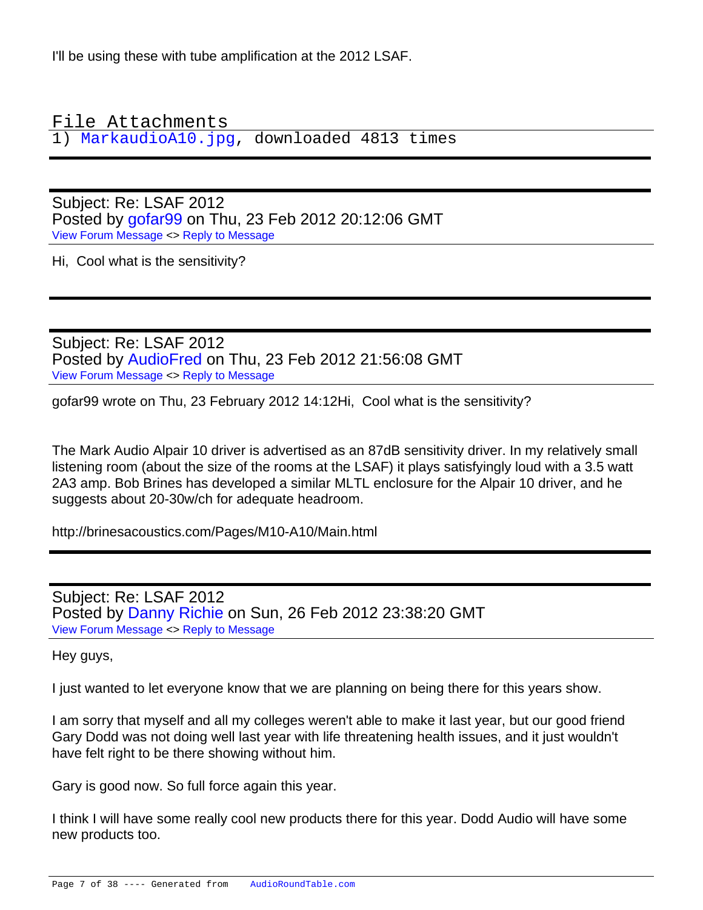I'll be using these with tube amplification at the 2012 LSAF.

File Attachments

1) MarkaudioA10.jpg, downloaded 4813 times

---

Subject: Re: LSAF 2012
Posted by gofar99 on Thu, 23 Feb 2012 20:12:06 GMT
View Forum Message <> Reply to Message

Hi, Cool what is the sensitivity?

---

Subject: Re: LSAF 2012
Posted by AudioFred on Thu, 23 Feb 2012 21:56:08 GMT
View Forum Message <> Reply to Message

gofar99 wrote on Thu, 23 February 2012 14:12Hi, Cool what is the sensitivity?

The Mark Audio Alpair 10 driver is advertised as an 87dB sensitivity driver. In my relatively small listening room (about the size of the rooms at the LSAF) it plays satisfyingly loud with a 3.5 watt 2A3 amp. Bob Brines has developed a similar MLTL enclosure for the Alpair 10 driver, and he suggests about 20-30w/ch for adequate headroom.

http://brinesacoustics.com/Pages/M10-A10/Main.html

---

Subject: Re: LSAF 2012
Posted by Danny Richie on Sun, 26 Feb 2012 23:38:20 GMT
View Forum Message <> Reply to Message

Hey guys,

I just wanted to let everyone know that we are planning on being there for this years show.

I am sorry that myself and all my colleges weren't able to make it last year, but our good friend Gary Dodd was not doing well last year with life threatening health issues, and it just wouldn't have felt right to be there showing without him.

Gary is good now. So full force again this year.

I think I will have some really cool new products there for this year. Dodd Audio will have some new products too.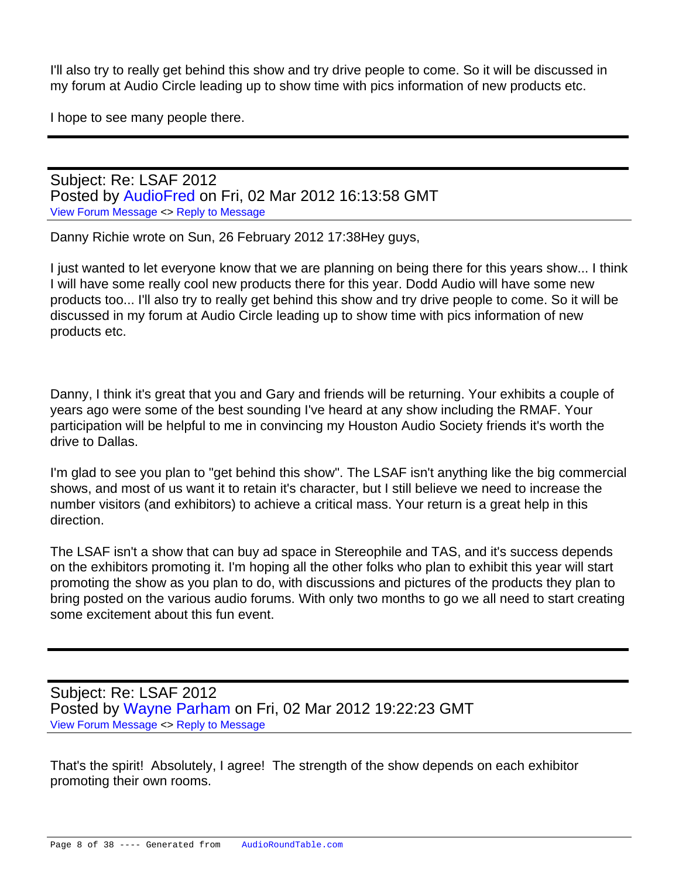I'll also try to really get behind this show and try drive people to come. So it will be discussed in my forum at Audio Circle leading up to show time with pics information of new products etc.

I hope to see many people there.

---

Subject: Re: LSAF 2012
Posted by AudioFred on Fri, 02 Mar 2012 16:13:58 GMT
View Forum Message <> Reply to Message

Danny Richie wrote on Sun, 26 February 2012 17:38Hey guys,

I just wanted to let everyone know that we are planning on being there for this years show... I think I will have some really cool new products there for this year. Dodd Audio will have some new products too... I'll also try to really get behind this show and try drive people to come. So it will be discussed in my forum at Audio Circle leading up to show time with pics information of new products etc.

Danny, I think it's great that you and Gary and friends will be returning. Your exhibits a couple of years ago were some of the best sounding I've heard at any show including the RMAF. Your participation will be helpful to me in convincing my Houston Audio Society friends it's worth the drive to Dallas.

I'm glad to see you plan to "get behind this show". The LSAF isn't anything like the big commercial shows, and most of us want it to retain it's character, but I still believe we need to increase the number visitors (and exhibitors) to achieve a critical mass. Your return is a great help in this direction.

The LSAF isn't a show that can buy ad space in Stereophile and TAS, and it's success depends on the exhibitors promoting it. I'm hoping all the other folks who plan to exhibit this year will start promoting the show as you plan to do, with discussions and pictures of the products they plan to bring posted on the various audio forums. With only two months to go we all need to start creating some excitement about this fun event.

---

Subject: Re: LSAF 2012
Posted by Wayne Parham on Fri, 02 Mar 2012 19:22:23 GMT
View Forum Message <> Reply to Message

That's the spirit! Absolutely, I agree! The strength of the show depends on each exhibitor promoting their own rooms.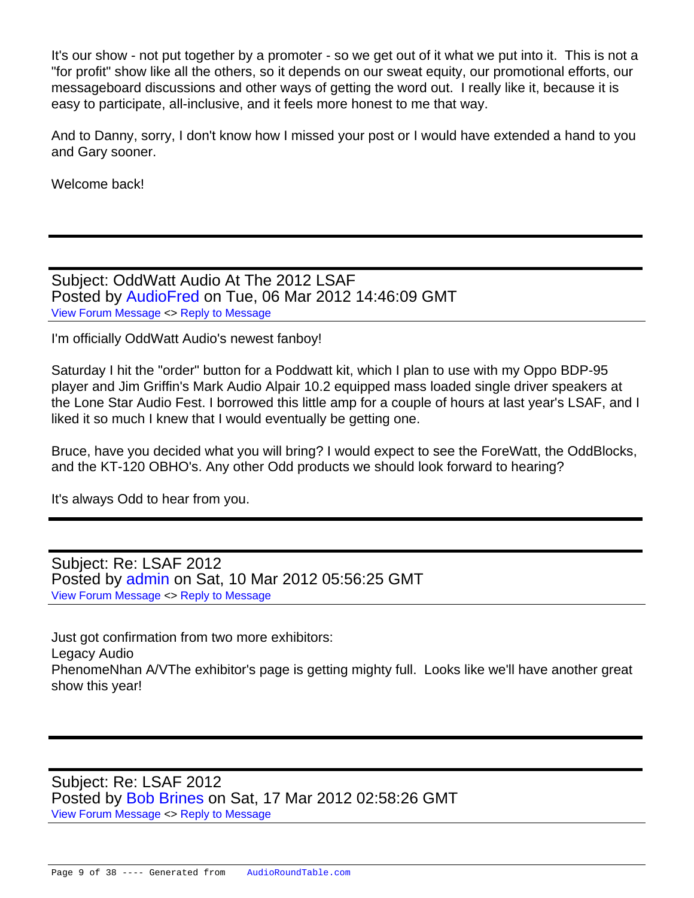It's our show - not put together by a promoter - so we get out of it what we put into it. This is not a "for profit" show like all the others, so it depends on our sweat equity, our promotional efforts, our messageboard discussions and other ways of getting the word out. I really like it, because it is easy to participate, all-inclusive, and it feels more honest to me that way.

And to Danny, sorry, I don't know how I missed your post or I would have extended a hand to you and Gary sooner.

Welcome back!

---

Subject: OddWatt Audio At The 2012 LSAF
Posted by AudioFred on Tue, 06 Mar 2012 14:46:09 GMT
View Forum Message <> Reply to Message

I'm officially OddWatt Audio's newest fanboy!

Saturday I hit the "order" button for a Poddwatt kit, which I plan to use with my Oppo BDP-95 player and Jim Griffin's Mark Audio Alpair 10.2 equipped mass loaded single driver speakers at the Lone Star Audio Fest. I borrowed this little amp for a couple of hours at last year's LSAF, and I liked it so much I knew that I would eventually be getting one.

Bruce, have you decided what you will bring? I would expect to see the ForeWatt, the OddBlocks, and the KT-120 OBHO's. Any other Odd products we should look forward to hearing?

It's always Odd to hear from you.

---

Subject: Re: LSAF 2012
Posted by admin on Sat, 10 Mar 2012 05:56:25 GMT
View Forum Message <> Reply to Message

Just got confirmation from two more exhibitors:
Legacy Audio
PhenomeNhan A/VThe exhibitor's page is getting mighty full. Looks like we'll have another great show this year!

---

Subject: Re: LSAF 2012
Posted by Bob Brines on Sat, 17 Mar 2012 02:58:26 GMT
View Forum Message <> Reply to Message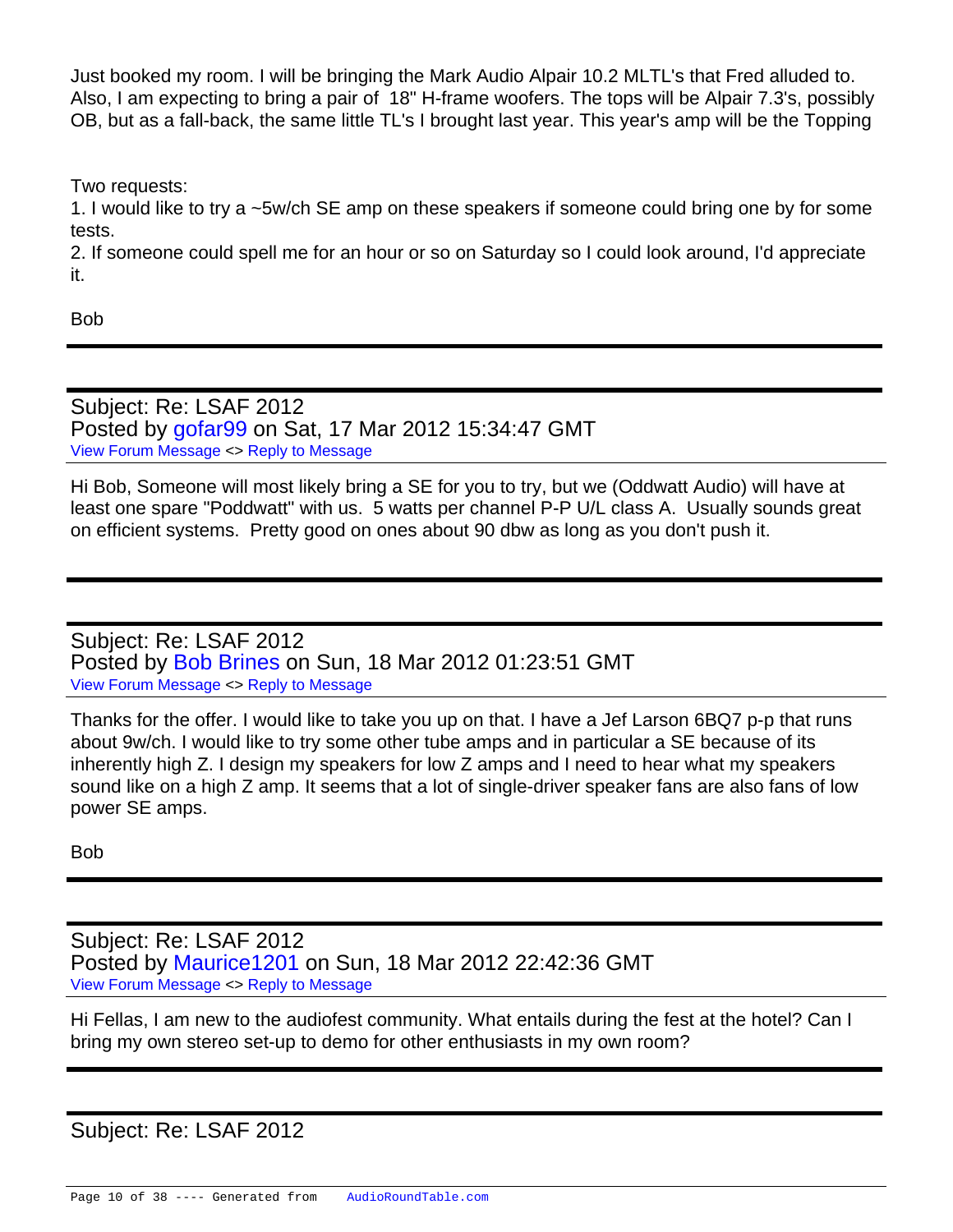Just booked my room. I will be bringing the Mark Audio Alpair 10.2 MLTL's that Fred alluded to. Also, I am expecting to bring a pair of 18" H-frame woofers. The tops will be Alpair 7.3's, possibly OB, but as a fall-back, the same little TL's I brought last year. This year's amp will be the Topping

Two requests:
1. I would like to try a ~5w/ch SE amp on these speakers if someone could bring one by for some tests.
2. If someone could spell me for an hour or so on Saturday so I could look around, I'd appreciate it.

Bob

---

Subject: Re: LSAF 2012
Posted by gofar99 on Sat, 17 Mar 2012 15:34:47 GMT
View Forum Message <> Reply to Message

Hi Bob, Someone will most likely bring a SE for you to try, but we (Oddwatt Audio) will have at least one spare "Poddwatt" with us. 5 watts per channel P-P U/L class A. Usually sounds great on efficient systems. Pretty good on ones about 90 dbw as long as you don't push it.

---

Subject: Re: LSAF 2012
Posted by Bob Brines on Sun, 18 Mar 2012 01:23:51 GMT
View Forum Message <> Reply to Message

Thanks for the offer. I would like to take you up on that. I have a Jef Larson 6BQ7 p-p that runs about 9w/ch. I would like to try some other tube amps and in particular a SE because of its inherently high Z. I design my speakers for low Z amps and I need to hear what my speakers sound like on a high Z amp. It seems that a lot of single-driver speaker fans are also fans of low power SE amps.

Bob

---

Subject: Re: LSAF 2012
Posted by Maurice1201 on Sun, 18 Mar 2012 22:42:36 GMT
View Forum Message <> Reply to Message

Hi Fellas, I am new to the audiofest community. What entails during the fest at the hotel? Can I bring my own stereo set-up to demo for other enthusiasts in my own room?

---

Subject: Re: LSAF 2012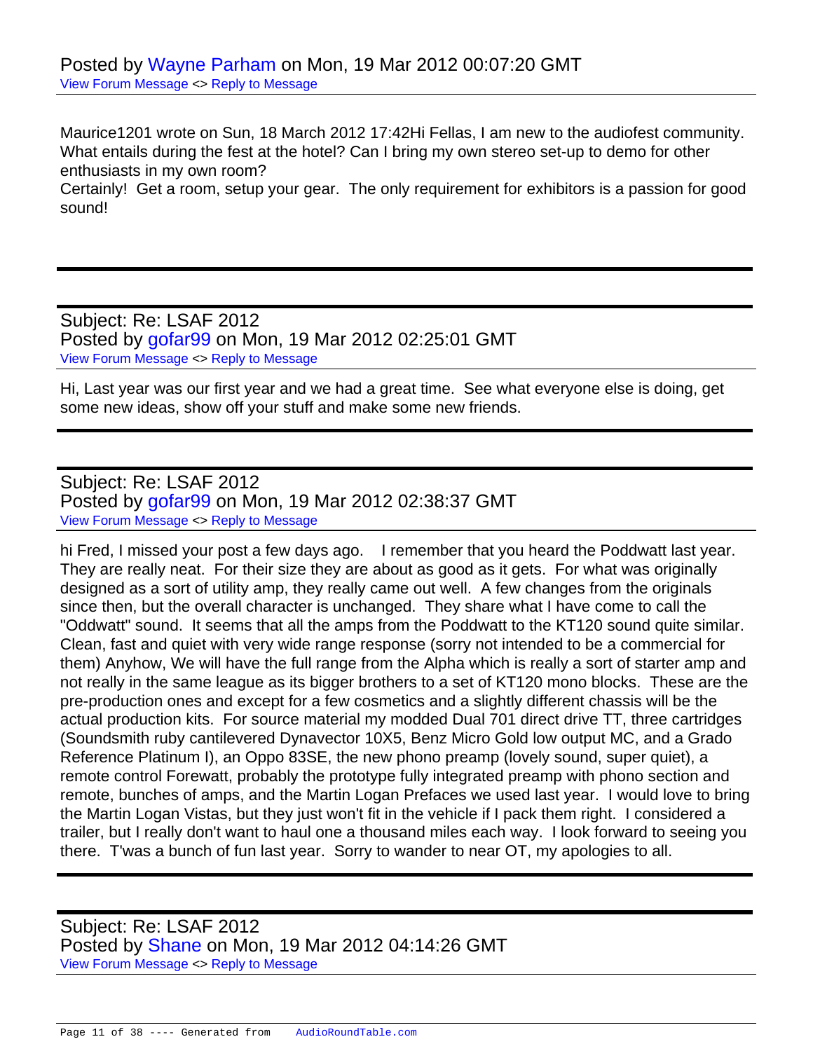Posted by Wayne Parham on Mon, 19 Mar 2012 00:07:20 GMT

View Forum Message <> Reply to Message

Maurice1201 wrote on Sun, 18 March 2012 17:42Hi Fellas, I am new to the audiofest community. What entails during the fest at the hotel? Can I bring my own stereo set-up to demo for other enthusiasts in my own room?

Certainly!  Get a room, setup your gear.  The only requirement for exhibitors is a passion for good sound!

---

Subject: Re: LSAF 2012

Posted by gofar99 on Mon, 19 Mar 2012 02:25:01 GMT

View Forum Message <> Reply to Message

Hi, Last year was our first year and we had a great time.  See what everyone else is doing, get some new ideas, show off your stuff and make some new friends.

---

Subject: Re: LSAF 2012

Posted by gofar99 on Mon, 19 Mar 2012 02:38:37 GMT

View Forum Message <> Reply to Message

hi Fred, I missed your post a few days ago.   I remember that you heard the Poddwatt last year. They are really neat.  For their size they are about as good as it gets.  For what was originally designed as a sort of utility amp, they really came out well.  A few changes from the originals since then, but the overall character is unchanged.  They share what I have come to call the "Oddwatt" sound.  It seems that all the amps from the Poddwatt to the KT120 sound quite similar. Clean, fast and quiet with very wide range response (sorry not intended to be a commercial for them) Anyhow, We will have the full range from the Alpha which is really a sort of starter amp and not really in the same league as its bigger brothers to a set of KT120 mono blocks.  These are the pre-production ones and except for a few cosmetics and a slightly different chassis will be the actual production kits.  For source material my modded Dual 701 direct drive TT, three cartridges (Soundsmith ruby cantilevered Dynavector 10X5, Benz Micro Gold low output MC, and a Grado Reference Platinum I), an Oppo 83SE, the new phono preamp (lovely sound, super quiet), a remote control Forewatt, probably the prototype fully integrated preamp with phono section and remote, bunches of amps, and the Martin Logan Prefaces we used last year.  I would love to bring the Martin Logan Vistas, but they just won't fit in the vehicle if I pack them right.  I considered a trailer, but I really don't want to haul one a thousand miles each way.  I look forward to seeing you there.  T'was a bunch of fun last year.  Sorry to wander to near OT, my apologies to all.

---

Subject: Re: LSAF 2012

Posted by Shane on Mon, 19 Mar 2012 04:14:26 GMT

View Forum Message <> Reply to Message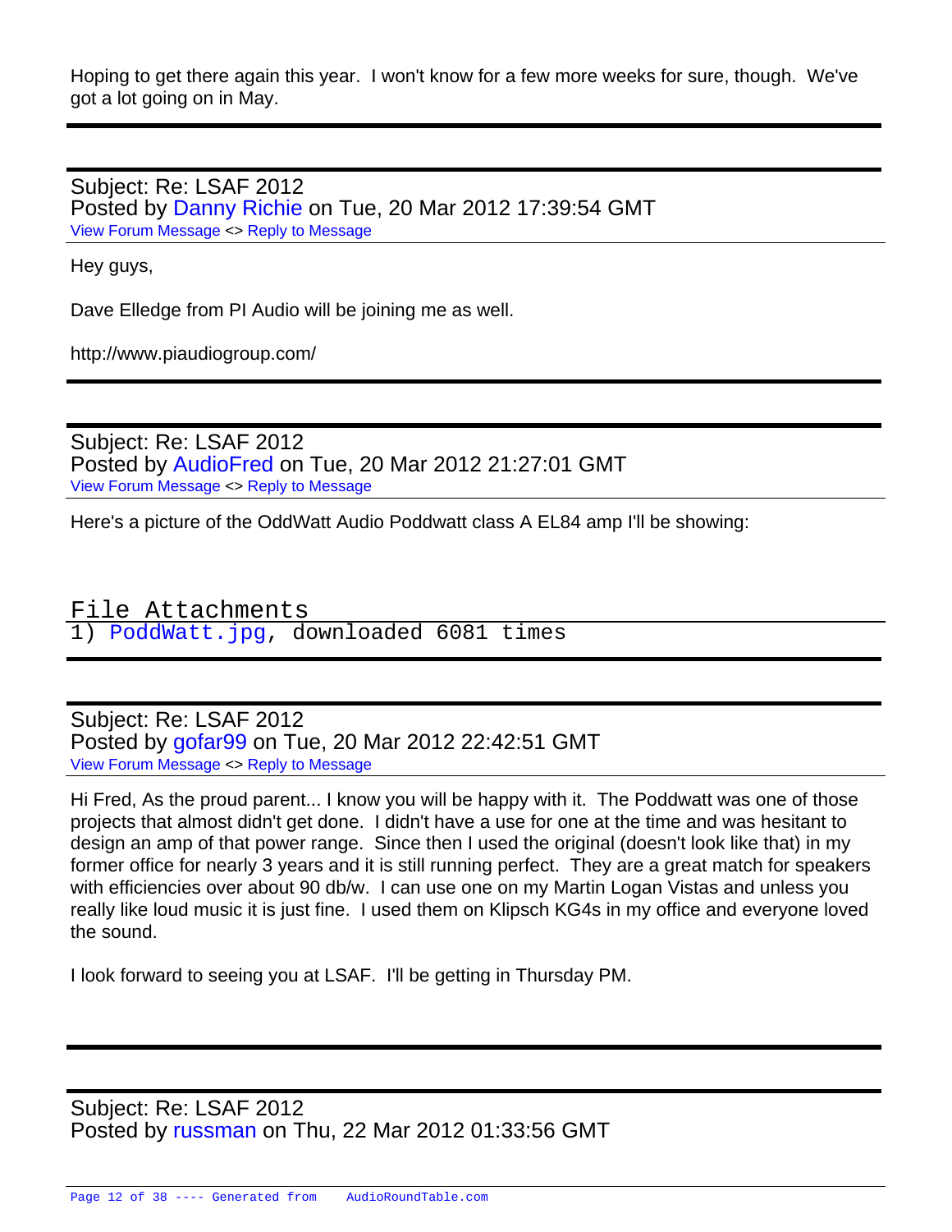Hoping to get there again this year. I won't know for a few more weeks for sure, though. We've got a lot going on in May.

---

Subject: Re: LSAF 2012
Posted by Danny Richie on Tue, 20 Mar 2012 17:39:54 GMT
View Forum Message <> Reply to Message

Hey guys,

Dave Elledge from PI Audio will be joining me as well.

http://www.piaudiogroup.com/

---

Subject: Re: LSAF 2012
Posted by AudioFred on Tue, 20 Mar 2012 21:27:01 GMT
View Forum Message <> Reply to Message

Here's a picture of the OddWatt Audio Poddwatt class A EL84 amp I'll be showing:

File Attachments
1) PoddWatt.jpg, downloaded 6081 times

---

Subject: Re: LSAF 2012
Posted by gofar99 on Tue, 20 Mar 2012 22:42:51 GMT
View Forum Message <> Reply to Message

Hi Fred, As the proud parent... I know you will be happy with it. The Poddwatt was one of those projects that almost didn't get done. I didn't have a use for one at the time and was hesitant to design an amp of that power range. Since then I used the original (doesn't look like that) in my former office for nearly 3 years and it is still running perfect. They are a great match for speakers with efficiencies over about 90 db/w. I can use one on my Martin Logan Vistas and unless you really like loud music it is just fine. I used them on Klipsch KG4s in my office and everyone loved the sound.

I look forward to seeing you at LSAF. I'll be getting in Thursday PM.

---

Subject: Re: LSAF 2012
Posted by russman on Thu, 22 Mar 2012 01:33:56 GMT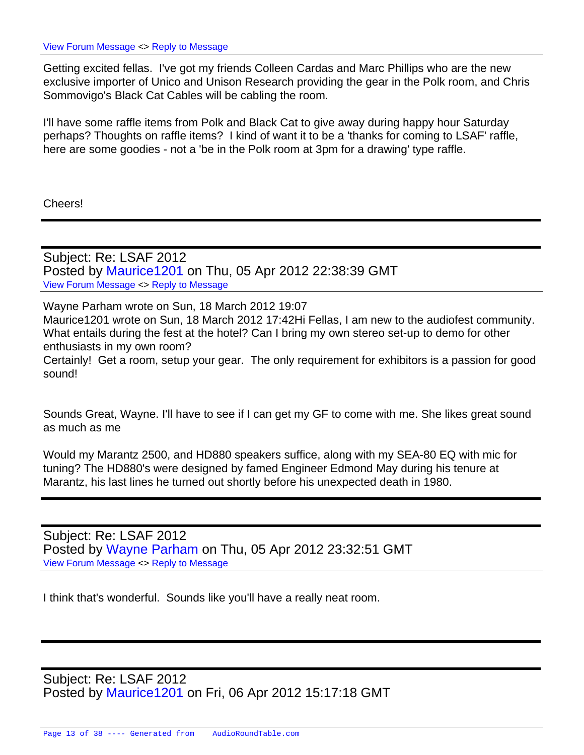View Forum Message <> Reply to Message

Getting excited fellas. I've got my friends Colleen Cardas and Marc Phillips who are the new exclusive importer of Unico and Unison Research providing the gear in the Polk room, and Chris Sommovigo's Black Cat Cables will be cabling the room.

I'll have some raffle items from Polk and Black Cat to give away during happy hour Saturday perhaps? Thoughts on raffle items? I kind of want it to be a 'thanks for coming to LSAF' raffle, here are some goodies - not a 'be in the Polk room at 3pm for a drawing' type raffle.

Cheers!

---

Subject: Re: LSAF 2012
Posted by Maurice1201 on Thu, 05 Apr 2012 22:38:39 GMT
View Forum Message <> Reply to Message

Wayne Parham wrote on Sun, 18 March 2012 19:07
Maurice1201 wrote on Sun, 18 March 2012 17:42Hi Fellas, I am new to the audiofest community. What entails during the fest at the hotel? Can I bring my own stereo set-up to demo for other enthusiasts in my own room?
Certainly! Get a room, setup your gear. The only requirement for exhibitors is a passion for good sound!

Sounds Great, Wayne. I'll have to see if I can get my GF to come with me. She likes great sound as much as me

Would my Marantz 2500, and HD880 speakers suffice, along with my SEA-80 EQ with mic for tuning? The HD880's were designed by famed Engineer Edmond May during his tenure at Marantz, his last lines he turned out shortly before his unexpected death in 1980.

---

Subject: Re: LSAF 2012
Posted by Wayne Parham on Thu, 05 Apr 2012 23:32:51 GMT
View Forum Message <> Reply to Message

I think that's wonderful. Sounds like you'll have a really neat room.

---

Subject: Re: LSAF 2012
Posted by Maurice1201 on Fri, 06 Apr 2012 15:17:18 GMT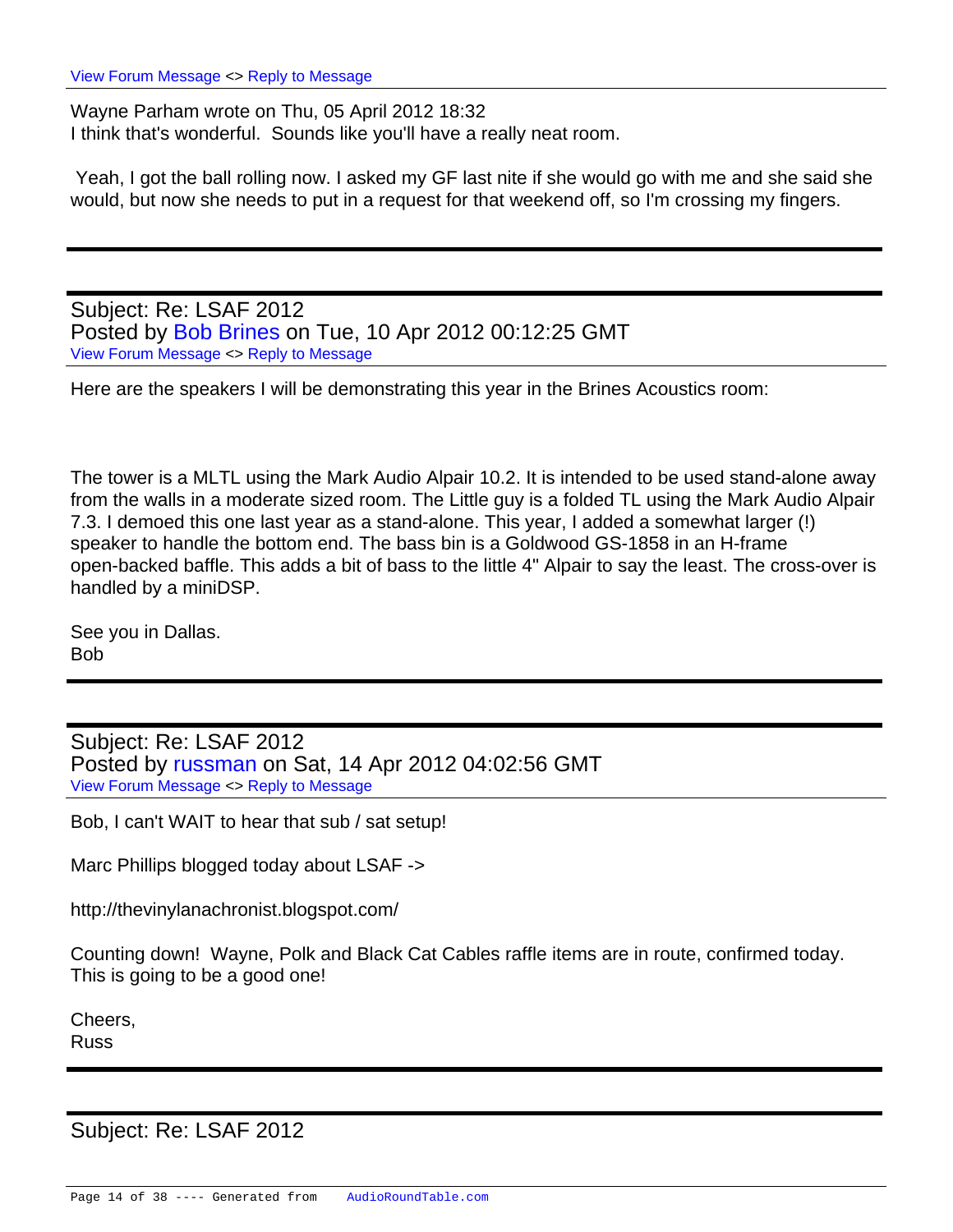[View Forum Message](#) <> [Reply to Message](#)

Wayne Parham wrote on Thu, 05 April 2012 18:32
I think that's wonderful.  Sounds like you'll have a really neat room.

Yeah, I got the ball rolling now. I asked my GF last nite if she would go with me and she said she would, but now she needs to put in a request for that weekend off, so I'm crossing my fingers.

---

Subject: Re: LSAF 2012
Posted by Bob Brines on Tue, 10 Apr 2012 00:12:25 GMT
[View Forum Message](#) <> [Reply to Message](#)

Here are the speakers I will be demonstrating this year in the Brines Acoustics room:

The tower is a MLTL using the Mark Audio Alpair 10.2. It is intended to be used stand-alone away from the walls in a moderate sized room. The Little guy is a folded TL using the Mark Audio Alpair 7.3. I demoed this one last year as a stand-alone. This year, I added a somewhat larger (!) speaker to handle the bottom end. The bass bin is a Goldwood GS-1858 in an H-frame open-backed baffle. This adds a bit of bass to the little 4" Alpair to say the least. The cross-over is handled by a miniDSP.

See you in Dallas.
Bob

---

Subject: Re: LSAF 2012
Posted by russman on Sat, 14 Apr 2012 04:02:56 GMT
[View Forum Message](#) <> [Reply to Message](#)

Bob, I can't WAIT to hear that sub / sat setup!

Marc Phillips blogged today about LSAF ->

http://thevinylanachronist.blogspot.com/

Counting down!  Wayne, Polk and Black Cat Cables raffle items are in route, confirmed today. This is going to be a good one!

Cheers,
Russ

---

Subject: Re: LSAF 2012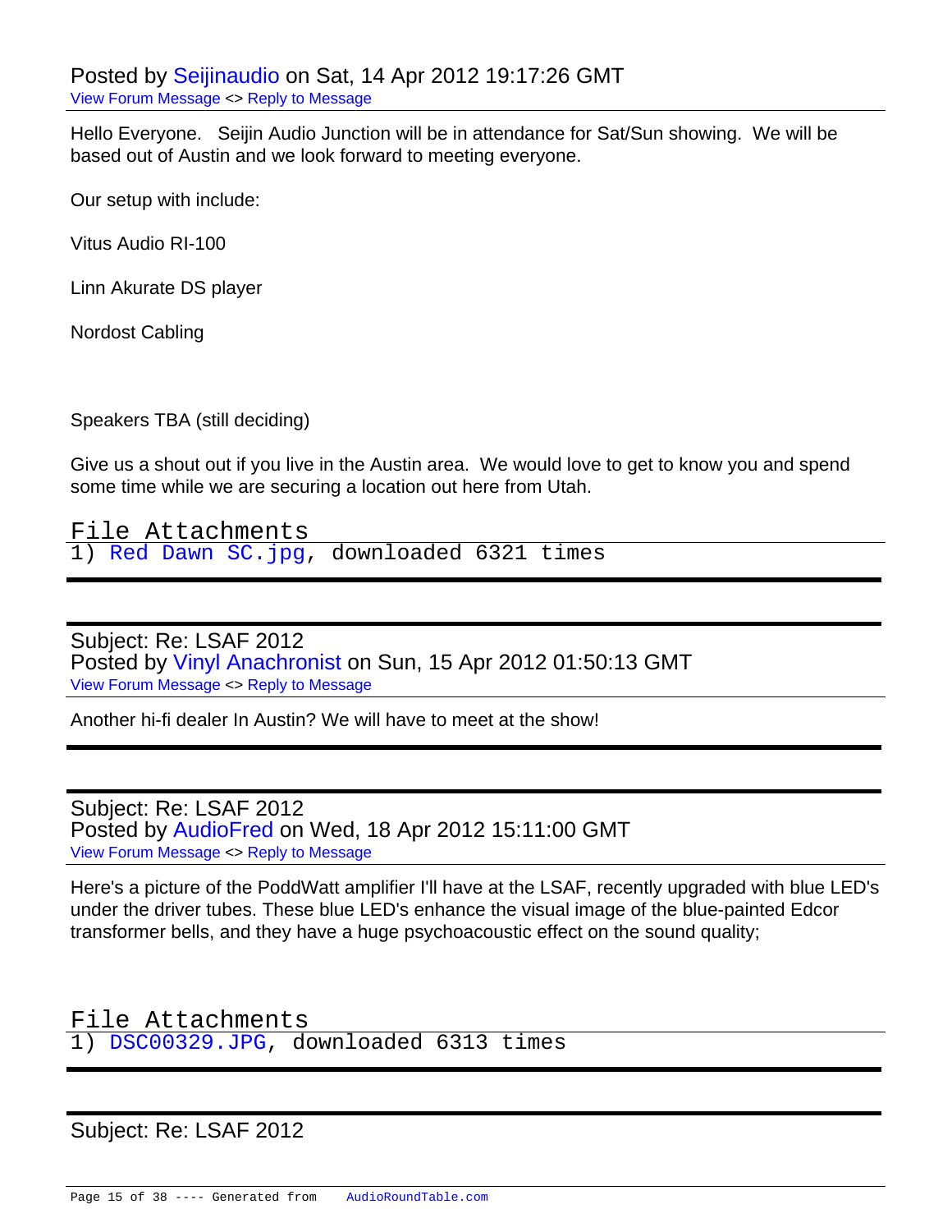Posted by Seijinaudio on Sat, 14 Apr 2012 19:17:26 GMT
View Forum Message <> Reply to Message

Hello Everyone.   Seijin Audio Junction will be in attendance for Sat/Sun showing.  We will be based out of Austin and we look forward to meeting everyone.

Our setup with include:

Vitus Audio RI-100

Linn Akurate DS player

Nordost Cabling

Speakers TBA (still deciding)

Give us a shout out if you live in the Austin area.  We would love to get to know you and spend some time while we are securing a location out here from Utah.

File Attachments
1) Red Dawn SC.jpg, downloaded 6321 times

---

Subject: Re: LSAF 2012
Posted by Vinyl Anachronist on Sun, 15 Apr 2012 01:50:13 GMT
View Forum Message <> Reply to Message

Another hi-fi dealer In Austin? We will have to meet at the show!

---

Subject: Re: LSAF 2012
Posted by AudioFred on Wed, 18 Apr 2012 15:11:00 GMT
View Forum Message <> Reply to Message

Here's a picture of the PoddWatt amplifier I'll have at the LSAF, recently upgraded with blue LED's under the driver tubes. These blue LED's enhance the visual image of the blue-painted Edcor transformer bells, and they have a huge psychoacoustic effect on the sound quality;

File Attachments
1) DSC00329.JPG, downloaded 6313 times

---

Subject: Re: LSAF 2012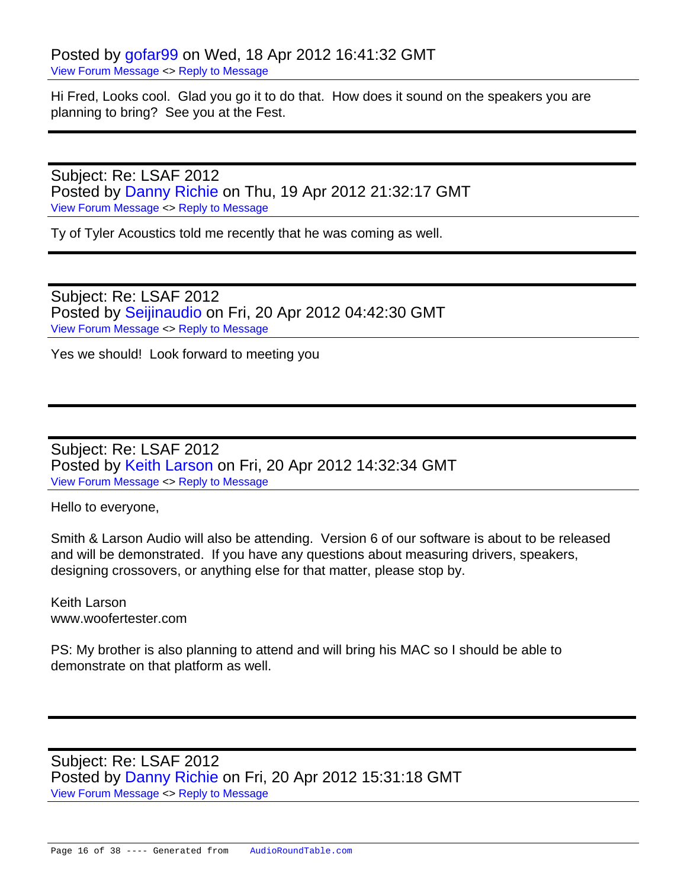Posted by gofar99 on Wed, 18 Apr 2012 16:41:32 GMT

View Forum Message <> Reply to Message

Hi Fred, Looks cool. Glad you go it to do that. How does it sound on the speakers you are planning to bring? See you at the Fest.

---

Subject: Re: LSAF 2012

Posted by Danny Richie on Thu, 19 Apr 2012 21:32:17 GMT

View Forum Message <> Reply to Message

Ty of Tyler Acoustics told me recently that he was coming as well.

---

Subject: Re: LSAF 2012

Posted by Seijinaudio on Fri, 20 Apr 2012 04:42:30 GMT

View Forum Message <> Reply to Message

Yes we should! Look forward to meeting you

---

Subject: Re: LSAF 2012

Posted by Keith Larson on Fri, 20 Apr 2012 14:32:34 GMT

View Forum Message <> Reply to Message

Hello to everyone,

Smith & Larson Audio will also be attending. Version 6 of our software is about to be released and will be demonstrated. If you have any questions about measuring drivers, speakers, designing crossovers, or anything else for that matter, please stop by.

Keith Larson
www.woofertester.com

PS: My brother is also planning to attend and will bring his MAC so I should be able to demonstrate on that platform as well.

---

Subject: Re: LSAF 2012

Posted by Danny Richie on Fri, 20 Apr 2012 15:31:18 GMT

View Forum Message <> Reply to Message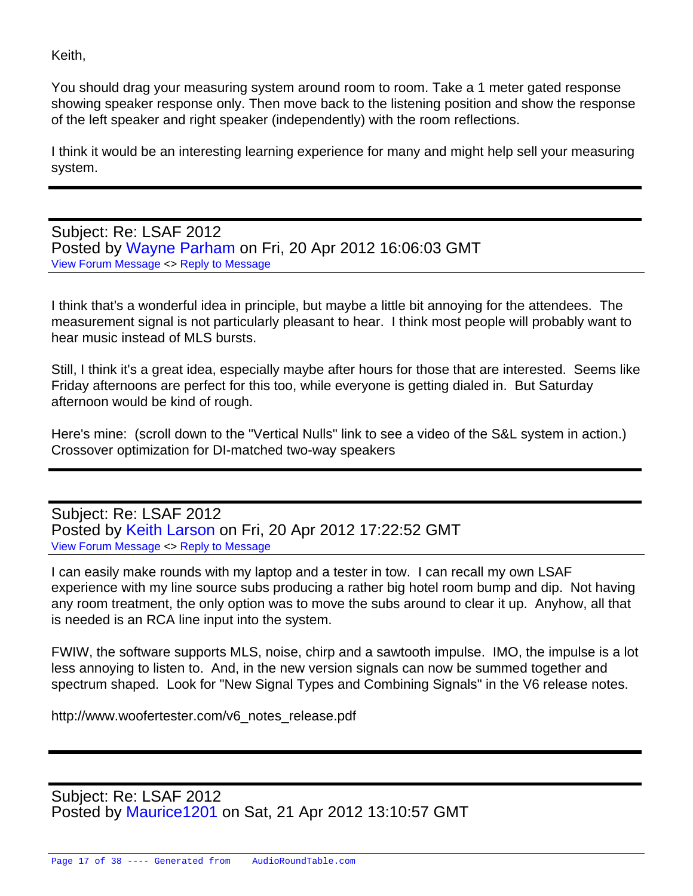Keith,

You should drag your measuring system around room to room. Take a 1 meter gated response showing speaker response only. Then move back to the listening position and show the response of the left speaker and right speaker (independently) with the room reflections.

I think it would be an interesting learning experience for many and might help sell your measuring system.

---

Subject: Re: LSAF 2012
Posted by Wayne Parham on Fri, 20 Apr 2012 16:06:03 GMT
View Forum Message <> Reply to Message

I think that's a wonderful idea in principle, but maybe a little bit annoying for the attendees. The measurement signal is not particularly pleasant to hear. I think most people will probably want to hear music instead of MLS bursts.

Still, I think it's a great idea, especially maybe after hours for those that are interested. Seems like Friday afternoons are perfect for this too, while everyone is getting dialed in. But Saturday afternoon would be kind of rough.

Here's mine: (scroll down to the "Vertical Nulls" link to see a video of the S&L system in action.)
Crossover optimization for DI-matched two-way speakers

---

Subject: Re: LSAF 2012
Posted by Keith Larson on Fri, 20 Apr 2012 17:22:52 GMT
View Forum Message <> Reply to Message

I can easily make rounds with my laptop and a tester in tow. I can recall my own LSAF experience with my line source subs producing a rather big hotel room bump and dip. Not having any room treatment, the only option was to move the subs around to clear it up. Anyhow, all that is needed is an RCA line input into the system.

FWIW, the software supports MLS, noise, chirp and a sawtooth impulse. IMO, the impulse is a lot less annoying to listen to. And, in the new version signals can now be summed together and spectrum shaped. Look for "New Signal Types and Combining Signals" in the V6 release notes.

http://www.woofertester.com/v6_notes_release.pdf

---

Subject: Re: LSAF 2012
Posted by Maurice1201 on Sat, 21 Apr 2012 13:10:57 GMT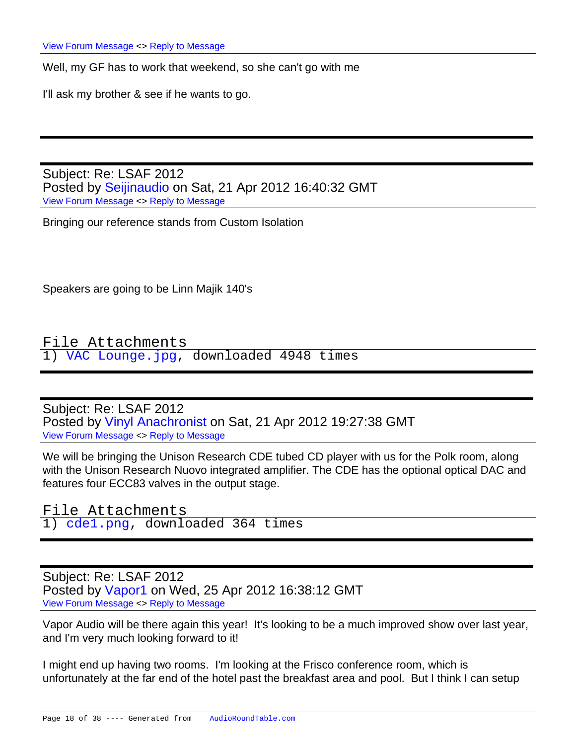View Forum Message <> Reply to Message

Well, my GF has to work that weekend, so she can't go with me

I'll ask my brother & see if he wants to go.

---

Subject: Re: LSAF 2012
Posted by Seijinaudio on Sat, 21 Apr 2012 16:40:32 GMT
View Forum Message <> Reply to Message

Bringing our reference stands from Custom Isolation

Speakers are going to be Linn Majik 140's

File Attachments
1) VAC Lounge.jpg, downloaded 4948 times

---

Subject: Re: LSAF 2012
Posted by Vinyl Anachronist on Sat, 21 Apr 2012 19:27:38 GMT
View Forum Message <> Reply to Message

We will be bringing the Unison Research CDE tubed CD player with us for the Polk room, along with the Unison Research Nuovo integrated amplifier. The CDE has the optional optical DAC and features four ECC83 valves in the output stage.

File Attachments
1) cde1.png, downloaded 364 times

---

Subject: Re: LSAF 2012
Posted by Vapor1 on Wed, 25 Apr 2012 16:38:12 GMT
View Forum Message <> Reply to Message

Vapor Audio will be there again this year! It's looking to be a much improved show over last year, and I'm very much looking forward to it!

I might end up having two rooms. I'm looking at the Frisco conference room, which is unfortunately at the far end of the hotel past the breakfast area and pool. But I think I can setup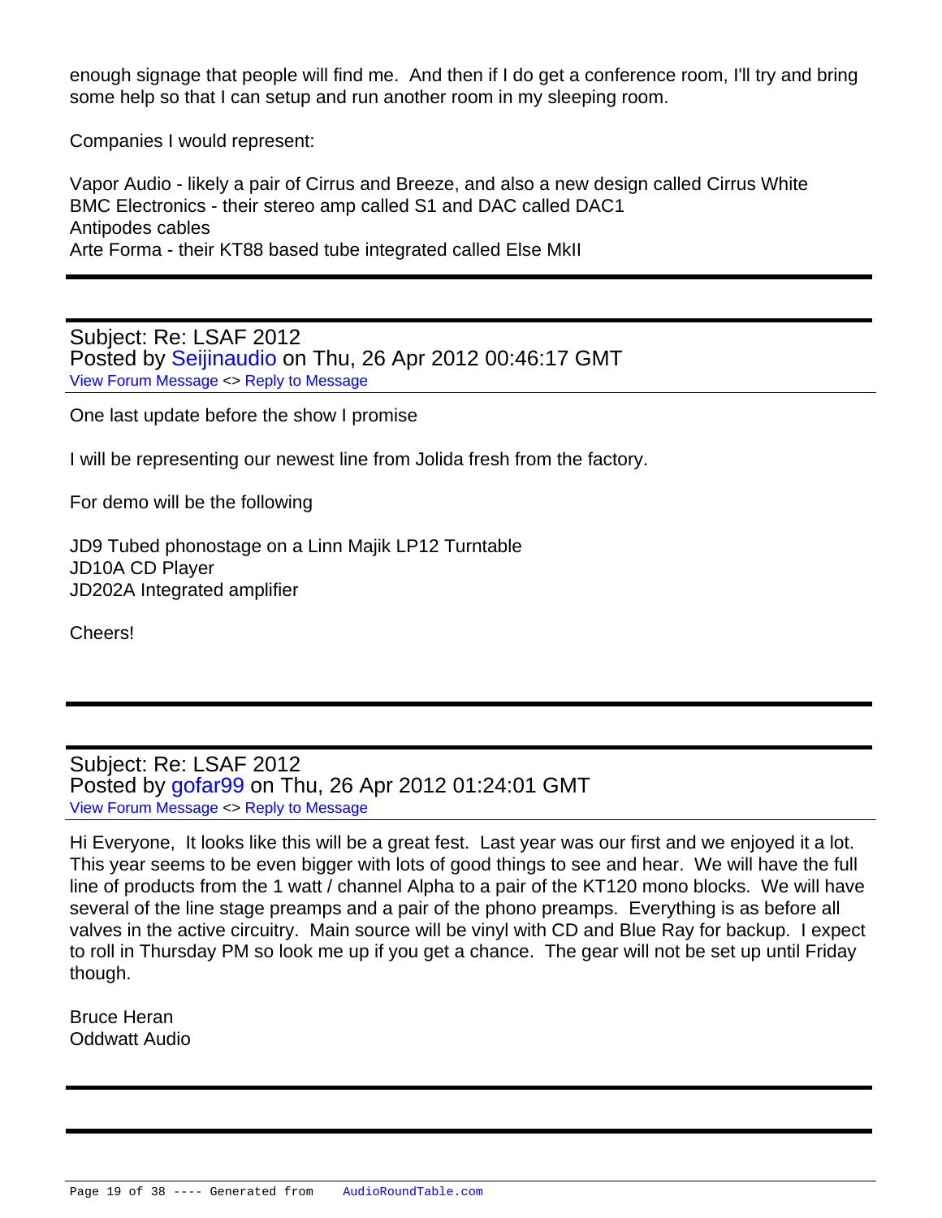enough signage that people will find me.  And then if I do get a conference room, I'll try and bring some help so that I can setup and run another room in my sleeping room.

Companies I would represent:

Vapor Audio - likely a pair of Cirrus and Breeze, and also a new design called Cirrus White
BMC Electronics - their stereo amp called S1 and DAC called DAC1
Antipodes cables
Arte Forma - their KT88 based tube integrated called Else MkII

---

Subject: Re: LSAF 2012
Posted by Seijinaudio on Thu, 26 Apr 2012 00:46:17 GMT
View Forum Message <> Reply to Message

One last update before the show I promise

I will be representing our newest line from Jolida fresh from the factory.

For demo will be the following

JD9 Tubed phonostage on a Linn Majik LP12 Turntable
JD10A CD Player
JD202A Integrated amplifier

Cheers!

---

Subject: Re: LSAF 2012
Posted by gofar99 on Thu, 26 Apr 2012 01:24:01 GMT
View Forum Message <> Reply to Message

Hi Everyone,  It looks like this will be a great fest.  Last year was our first and we enjoyed it a lot.  This year seems to be even bigger with lots of good things to see and hear.  We will have the full line of products from the 1 watt / channel Alpha to a pair of the KT120 mono blocks.  We will have several of the line stage preamps and a pair of the phono preamps.  Everything is as before all valves in the active circuitry.  Main source will be vinyl with CD and Blue Ray for backup.  I expect to roll in Thursday PM so look me up if you get a chance.  The gear will not be set up until Friday though.

Bruce Heran
Oddwatt Audio

---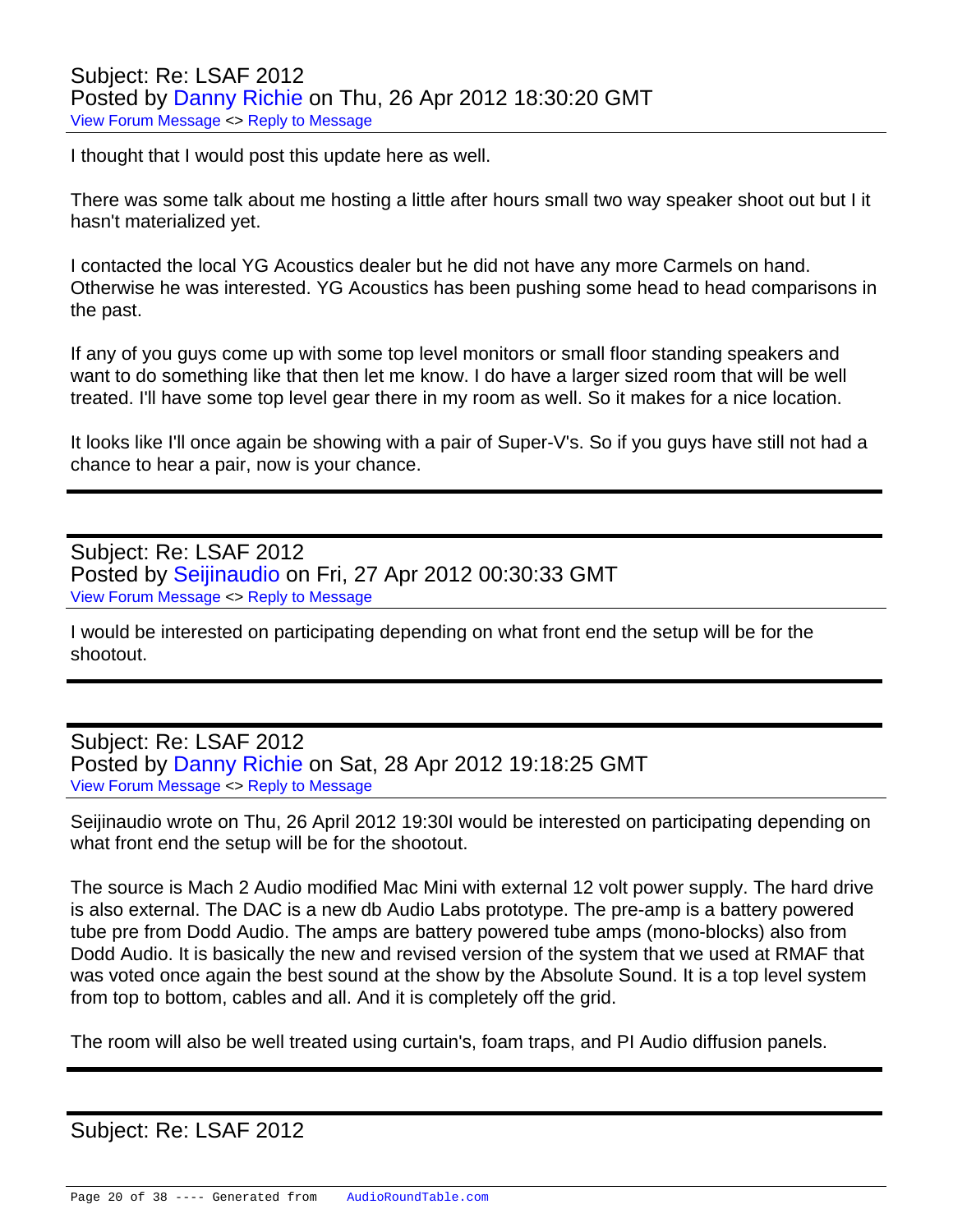Subject: Re: LSAF 2012
Posted by Danny Richie on Thu, 26 Apr 2012 18:30:20 GMT
View Forum Message <> Reply to Message

I thought that I would post this update here as well.

There was some talk about me hosting a little after hours small two way speaker shoot out but I it hasn't materialized yet.

I contacted the local YG Acoustics dealer but he did not have any more Carmels on hand. Otherwise he was interested. YG Acoustics has been pushing some head to head comparisons in the past.

If any of you guys come up with some top level monitors or small floor standing speakers and want to do something like that then let me know. I do have a larger sized room that will be well treated. I'll have some top level gear there in my room as well. So it makes for a nice location.

It looks like I'll once again be showing with a pair of Super-V's. So if you guys have still not had a chance to hear a pair, now is your chance.

---

Subject: Re: LSAF 2012
Posted by Seijinaudio on Fri, 27 Apr 2012 00:30:33 GMT
View Forum Message <> Reply to Message

I would be interested on participating depending on what front end the setup will be for the shootout.

---

Subject: Re: LSAF 2012
Posted by Danny Richie on Sat, 28 Apr 2012 19:18:25 GMT
View Forum Message <> Reply to Message

Seijinaudio wrote on Thu, 26 April 2012 19:30I would be interested on participating depending on what front end the setup will be for the shootout.

The source is Mach 2 Audio modified Mac Mini with external 12 volt power supply. The hard drive is also external. The DAC is a new db Audio Labs prototype. The pre-amp is a battery powered tube pre from Dodd Audio. The amps are battery powered tube amps (mono-blocks) also from Dodd Audio. It is basically the new and revised version of the system that we used at RMAF that was voted once again the best sound at the show by the Absolute Sound. It is a top level system from top to bottom, cables and all. And it is completely off the grid.

The room will also be well treated using curtain's, foam traps, and PI Audio diffusion panels.

---

Subject: Re: LSAF 2012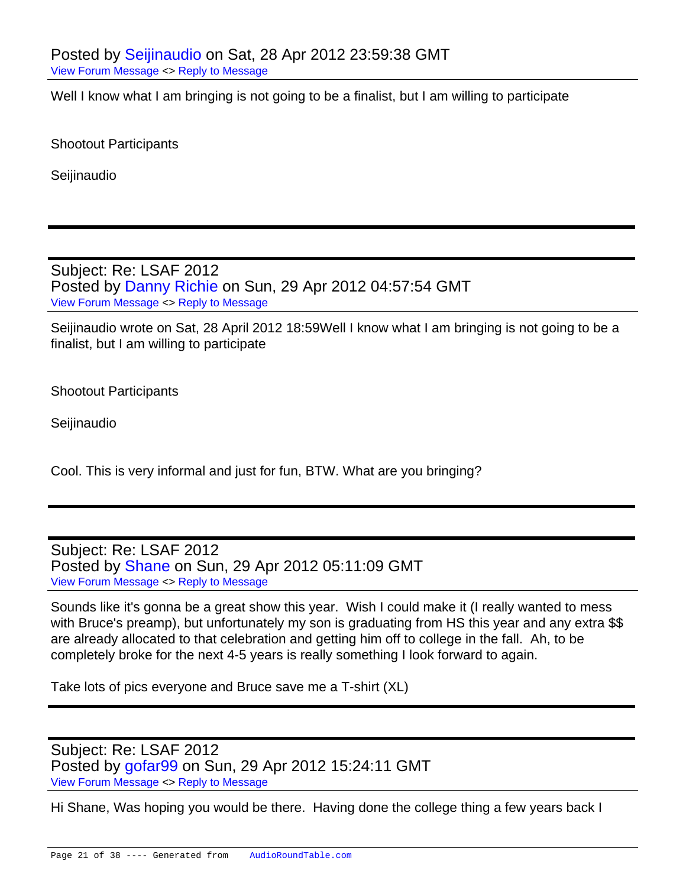Posted by Seijinaudio on Sat, 28 Apr 2012 23:59:38 GMT

View Forum Message <> Reply to Message

Well I know what I am bringing is not going to be a finalist, but I am willing to participate

Shootout Participants

Seijinaudio

---

Subject: Re: LSAF 2012

Posted by Danny Richie on Sun, 29 Apr 2012 04:57:54 GMT

View Forum Message <> Reply to Message

Seijinaudio wrote on Sat, 28 April 2012 18:59Well I know what I am bringing is not going to be a finalist, but I am willing to participate

Shootout Participants

Seijinaudio

Cool. This is very informal and just for fun, BTW. What are you bringing?

---

Subject: Re: LSAF 2012

Posted by Shane on Sun, 29 Apr 2012 05:11:09 GMT

View Forum Message <> Reply to Message

Sounds like it's gonna be a great show this year. Wish I could make it (I really wanted to mess with Bruce's preamp), but unfortunately my son is graduating from HS this year and any extra $$ are already allocated to that celebration and getting him off to college in the fall. Ah, to be completely broke for the next 4-5 years is really something I look forward to again.

Take lots of pics everyone and Bruce save me a T-shirt (XL)

---

Subject: Re: LSAF 2012

Posted by gofar99 on Sun, 29 Apr 2012 15:24:11 GMT

View Forum Message <> Reply to Message

Hi Shane, Was hoping you would be there. Having done the college thing a few years back I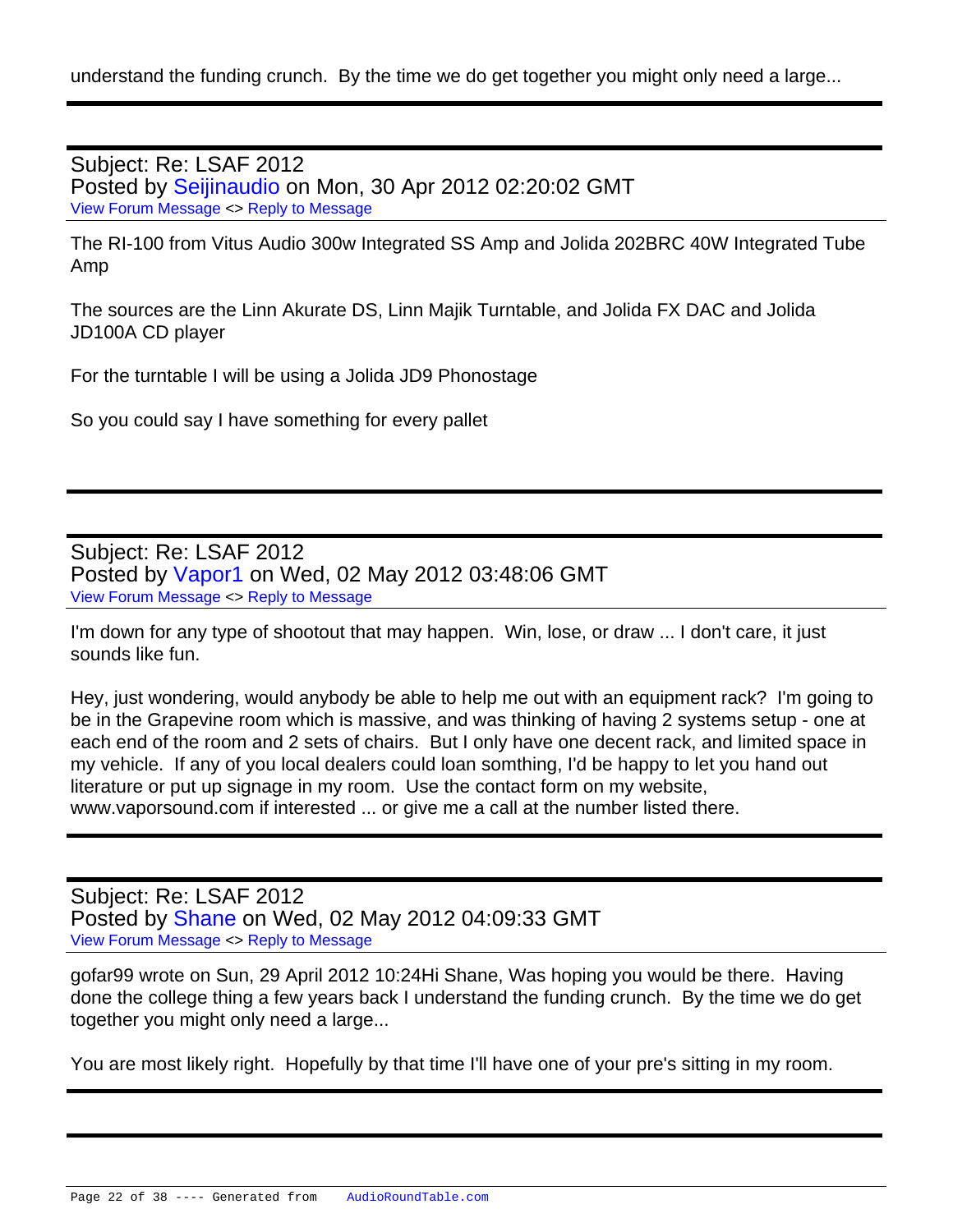understand the funding crunch.  By the time we do get together you might only need a large...

---

Subject: Re: LSAF 2012
Posted by Seijinaudio on Mon, 30 Apr 2012 02:20:02 GMT
View Forum Message <> Reply to Message

The RI-100 from Vitus Audio 300w Integrated SS Amp and Jolida 202BRC 40W Integrated Tube Amp

The sources are the Linn Akurate DS, Linn Majik Turntable, and Jolida FX DAC and Jolida JD100A CD player

For the turntable I will be using a Jolida JD9 Phonostage

So you could say I have something for every pallet

---

Subject: Re: LSAF 2012
Posted by Vapor1 on Wed, 02 May 2012 03:48:06 GMT
View Forum Message <> Reply to Message

I'm down for any type of shootout that may happen.  Win, lose, or draw ... I don't care, it just sounds like fun.

Hey, just wondering, would anybody be able to help me out with an equipment rack?  I'm going to be in the Grapevine room which is massive, and was thinking of having 2 systems setup - one at each end of the room and 2 sets of chairs.  But I only have one decent rack, and limited space in my vehicle.  If any of you local dealers could loan somthing, I'd be happy to let you hand out literature or put up signage in my room.  Use the contact form on my website, www.vaporsound.com if interested ... or give me a call at the number listed there.

---

Subject: Re: LSAF 2012
Posted by Shane on Wed, 02 May 2012 04:09:33 GMT
View Forum Message <> Reply to Message

gofar99 wrote on Sun, 29 April 2012 10:24Hi Shane, Was hoping you would be there.  Having done the college thing a few years back I understand the funding crunch.  By the time we do get together you might only need a large...

You are most likely right.  Hopefully by that time I'll have one of your pre's sitting in my room.

---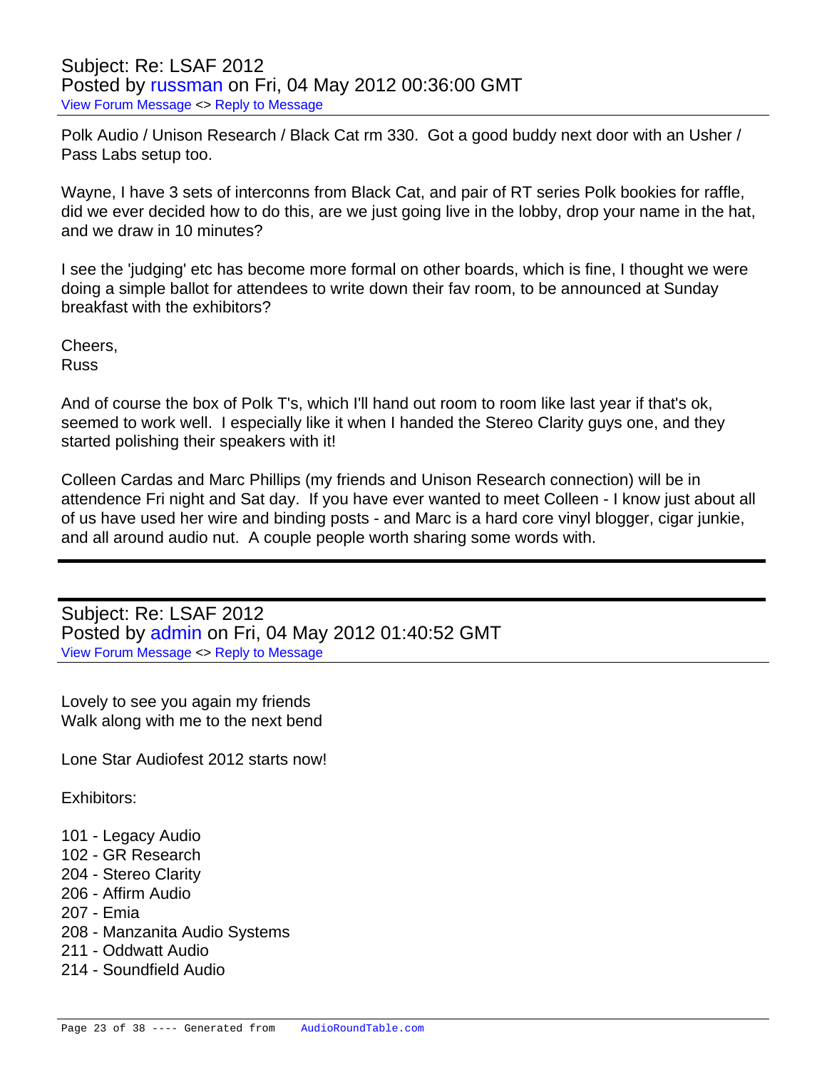Subject: Re: LSAF 2012
Posted by russman on Fri, 04 May 2012 00:36:00 GMT
View Forum Message <> Reply to Message

---

Polk Audio / Unison Research / Black Cat rm 330.  Got a good buddy next door with an Usher / Pass Labs setup too.

Wayne, I have 3 sets of interconns from Black Cat, and pair of RT series Polk bookies for raffle, did we ever decided how to do this, are we just going live in the lobby, drop your name in the hat, and we draw in 10 minutes?

I see the 'judging' etc has become more formal on other boards, which is fine, I thought we were doing a simple ballot for attendees to write down their fav room, to be announced at Sunday breakfast with the exhibitors?

Cheers,
Russ

And of course the box of Polk T's, which I'll hand out room to room like last year if that's ok, seemed to work well.  I especially like it when I handed the Stereo Clarity guys one, and they started polishing their speakers with it!

Colleen Cardas and Marc Phillips (my friends and Unison Research connection) will be in attendence Fri night and Sat day.  If you have ever wanted to meet Colleen - I know just about all of us have used her wire and binding posts - and Marc is a hard core vinyl blogger, cigar junkie, and all around audio nut.  A couple people worth sharing some words with.

---

Subject: Re: LSAF 2012
Posted by admin on Fri, 04 May 2012 01:40:52 GMT
View Forum Message <> Reply to Message

---

Lovely to see you again my friends
Walk along with me to the next bend

Lone Star Audiofest 2012 starts now!

Exhibitors:

101 - Legacy Audio
102 - GR Research
204 - Stereo Clarity
206 - Affirm Audio
207 - Emia
208 - Manzanita Audio Systems
211 - Oddwatt Audio
214 - Soundfield Audio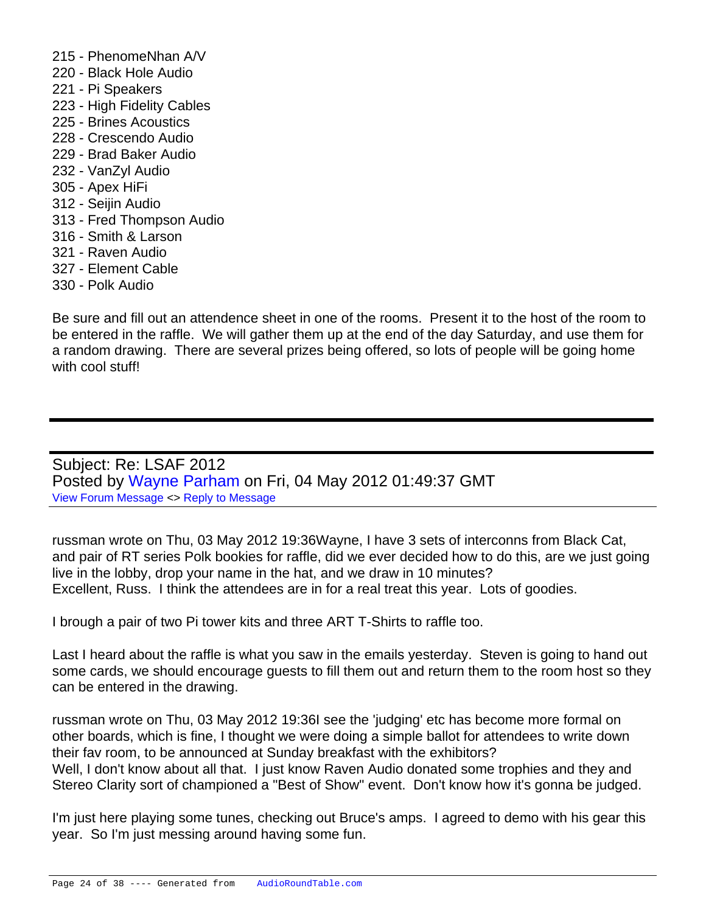215 - PhenomeNhan A/V
220 - Black Hole Audio
221 - Pi Speakers
223 - High Fidelity Cables
225 - Brines Acoustics
228 - Crescendo Audio
229 - Brad Baker Audio
232 - VanZyl Audio
305 - Apex HiFi
312 - Seijin Audio
313 - Fred Thompson Audio
316 - Smith & Larson
321 - Raven Audio
327 - Element Cable
330 - Polk Audio

Be sure and fill out an attendence sheet in one of the rooms. Present it to the host of the room to be entered in the raffle. We will gather them up at the end of the day Saturday, and use them for a random drawing. There are several prizes being offered, so lots of people will be going home with cool stuff!

---

Subject: Re: LSAF 2012
Posted by Wayne Parham on Fri, 04 May 2012 01:49:37 GMT
View Forum Message <> Reply to Message

russman wrote on Thu, 03 May 2012 19:36Wayne, I have 3 sets of interconns from Black Cat, and pair of RT series Polk bookies for raffle, did we ever decided how to do this, are we just going live in the lobby, drop your name in the hat, and we draw in 10 minutes?
Excellent, Russ. I think the attendees are in for a real treat this year. Lots of goodies.

I brough a pair of two Pi tower kits and three ART T-Shirts to raffle too.

Last I heard about the raffle is what you saw in the emails yesterday. Steven is going to hand out some cards, we should encourage guests to fill them out and return them to the room host so they can be entered in the drawing.

russman wrote on Thu, 03 May 2012 19:36I see the 'judging' etc has become more formal on other boards, which is fine, I thought we were doing a simple ballot for attendees to write down their fav room, to be announced at Sunday breakfast with the exhibitors?
Well, I don't know about all that. I just know Raven Audio donated some trophies and they and Stereo Clarity sort of championed a "Best of Show" event. Don't know how it's gonna be judged.

I'm just here playing some tunes, checking out Bruce's amps. I agreed to demo with his gear this year. So I'm just messing around having some fun.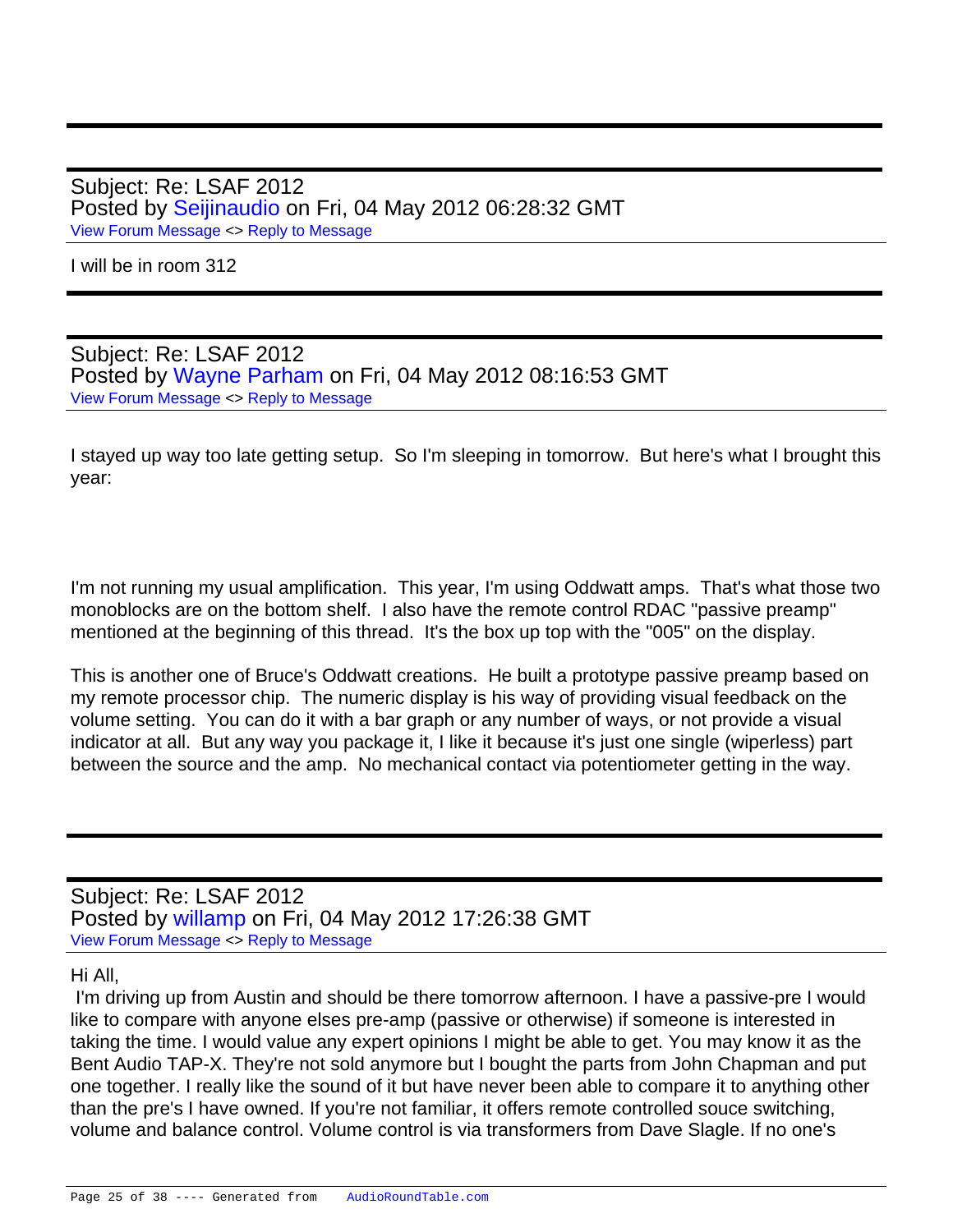---

Subject: Re: LSAF 2012
Posted by Seijinaudio on Fri, 04 May 2012 06:28:32 GMT
View Forum Message <> Reply to Message

I will be in room 312

---

Subject: Re: LSAF 2012
Posted by Wayne Parham on Fri, 04 May 2012 08:16:53 GMT
View Forum Message <> Reply to Message

I stayed up way too late getting setup. So I'm sleeping in tomorrow. But here's what I brought this year:

I'm not running my usual amplification. This year, I'm using Oddwatt amps. That's what those two monoblocks are on the bottom shelf. I also have the remote control RDAC "passive preamp" mentioned at the beginning of this thread. It's the box up top with the "005" on the display.

This is another one of Bruce's Oddwatt creations. He built a prototype passive preamp based on my remote processor chip. The numeric display is his way of providing visual feedback on the volume setting. You can do it with a bar graph or any number of ways, or not provide a visual indicator at all. But any way you package it, I like it because it's just one single (wiperless) part between the source and the amp. No mechanical contact via potentiometer getting in the way.

---

Subject: Re: LSAF 2012
Posted by willamp on Fri, 04 May 2012 17:26:38 GMT
View Forum Message <> Reply to Message

Hi All,
I'm driving up from Austin and should be there tomorrow afternoon. I have a passive-pre I would like to compare with anyone elses pre-amp (passive or otherwise) if someone is interested in taking the time. I would value any expert opinions I might be able to get. You may know it as the Bent Audio TAP-X. They're not sold anymore but I bought the parts from John Chapman and put one together. I really like the sound of it but have never been able to compare it to anything other than the pre's I have owned. If you're not familiar, it offers remote controlled souce switching, volume and balance control. Volume control is via transformers from Dave Slagle. If no one's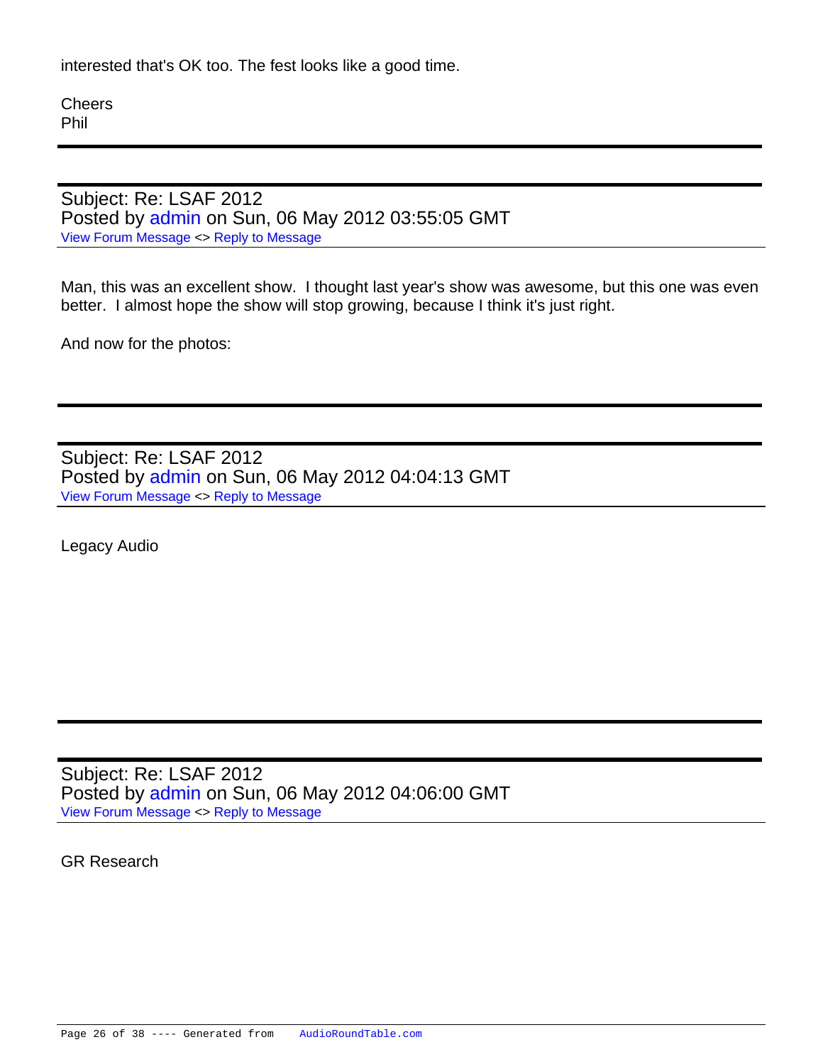interested that's OK too. The fest looks like a good time.

Cheers
Phil

---

Subject: Re: LSAF 2012
Posted by admin on Sun, 06 May 2012 03:55:05 GMT
View Forum Message <> Reply to Message

Man, this was an excellent show.  I thought last year's show was awesome, but this one was even better.  I almost hope the show will stop growing, because I think it's just right.

And now for the photos:

---

Subject: Re: LSAF 2012
Posted by admin on Sun, 06 May 2012 04:04:13 GMT
View Forum Message <> Reply to Message

Legacy Audio

---

Subject: Re: LSAF 2012
Posted by admin on Sun, 06 May 2012 04:06:00 GMT
View Forum Message <> Reply to Message

GR Research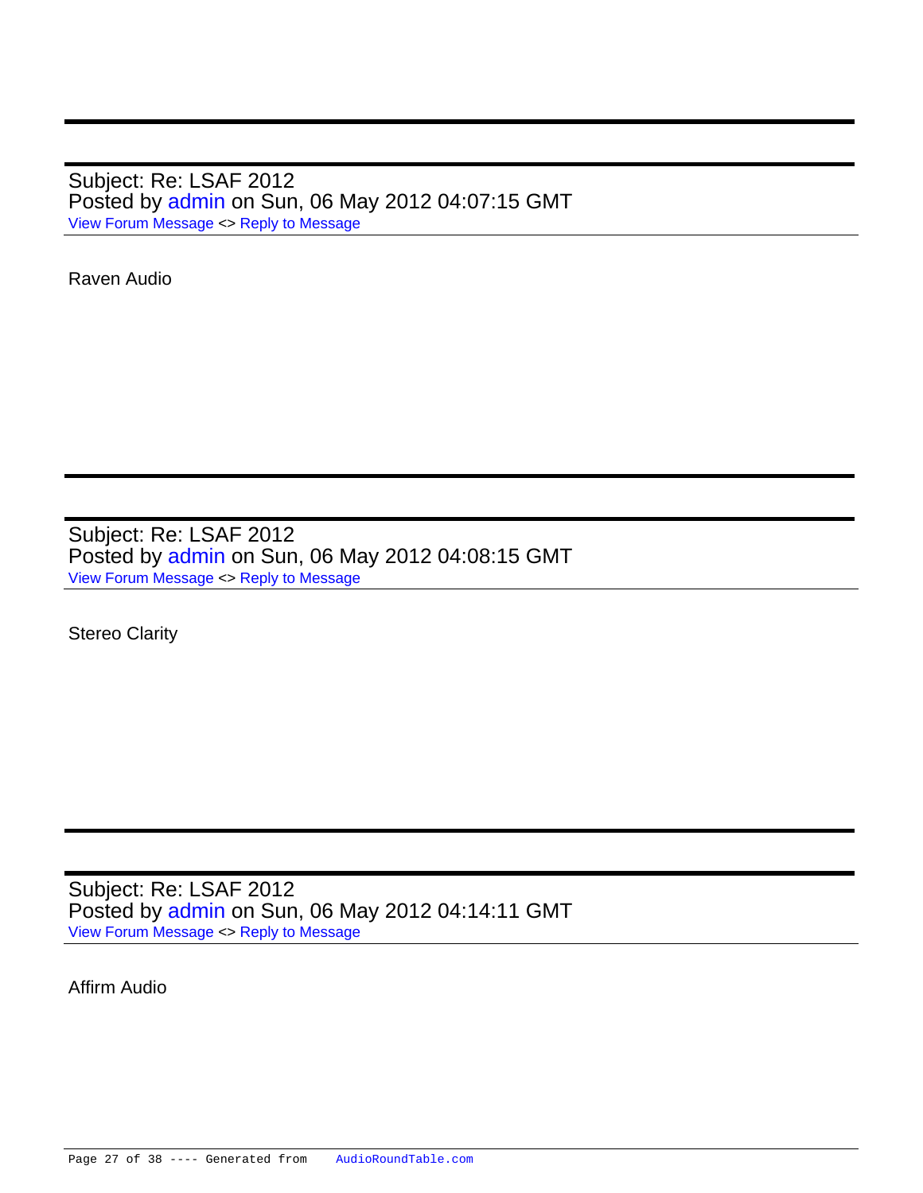---

Subject: Re: LSAF 2012
Posted by admin on Sun, 06 May 2012 04:07:15 GMT
View Forum Message <> Reply to Message

Raven Audio

---

Subject: Re: LSAF 2012
Posted by admin on Sun, 06 May 2012 04:08:15 GMT
View Forum Message <> Reply to Message

Stereo Clarity

---

Subject: Re: LSAF 2012
Posted by admin on Sun, 06 May 2012 04:14:11 GMT
View Forum Message <> Reply to Message

Affirm Audio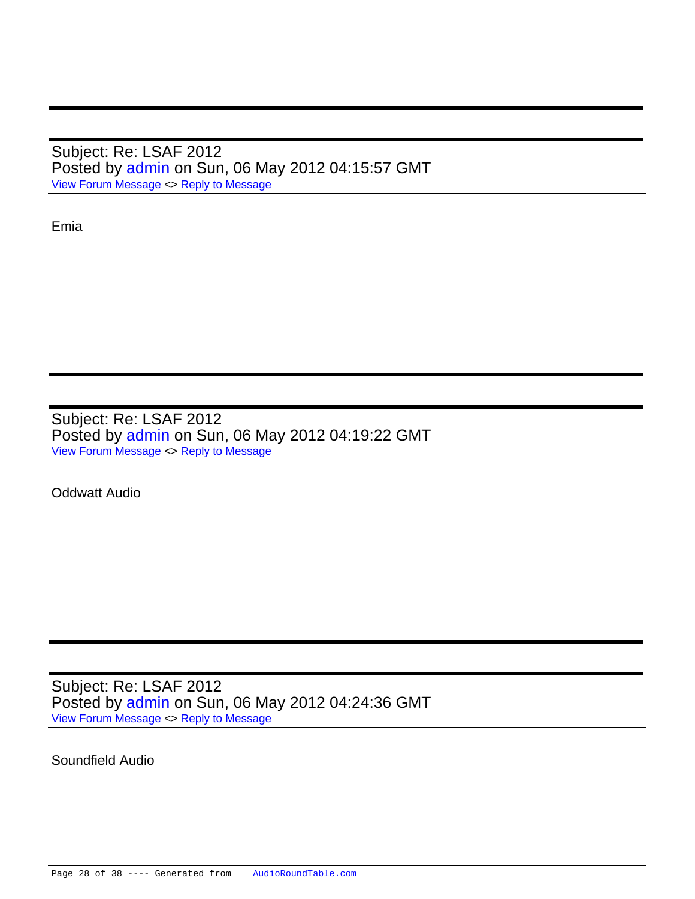---

Subject: Re: LSAF 2012
Posted by admin on Sun, 06 May 2012 04:15:57 GMT
View Forum Message <> Reply to Message

Emia

---

Subject: Re: LSAF 2012
Posted by admin on Sun, 06 May 2012 04:19:22 GMT
View Forum Message <> Reply to Message

Oddwatt Audio

---

Subject: Re: LSAF 2012
Posted by admin on Sun, 06 May 2012 04:24:36 GMT
View Forum Message <> Reply to Message

Soundfield Audio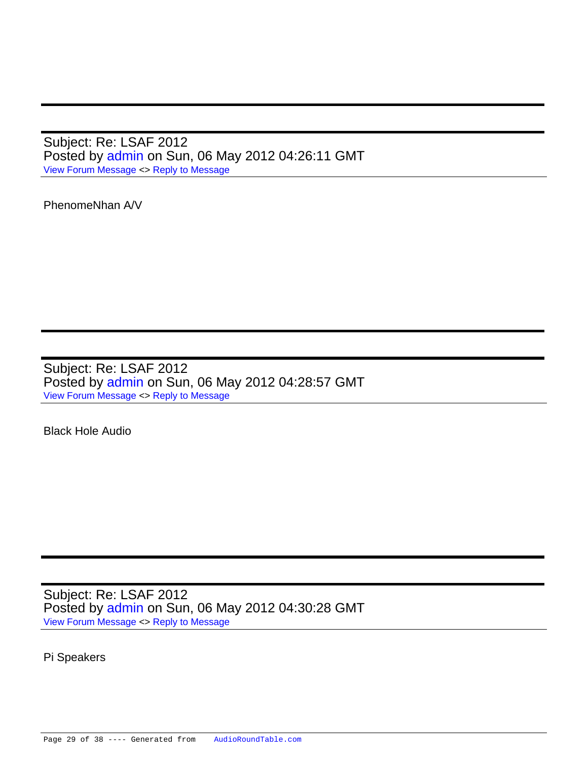---

Subject: Re: LSAF 2012
Posted by admin on Sun, 06 May 2012 04:26:11 GMT
View Forum Message <> Reply to Message

---

PhenomeNhan A/V

---

Subject: Re: LSAF 2012
Posted by admin on Sun, 06 May 2012 04:28:57 GMT
View Forum Message <> Reply to Message

---

Black Hole Audio

---

Subject: Re: LSAF 2012
Posted by admin on Sun, 06 May 2012 04:30:28 GMT
View Forum Message <> Reply to Message

---

Pi Speakers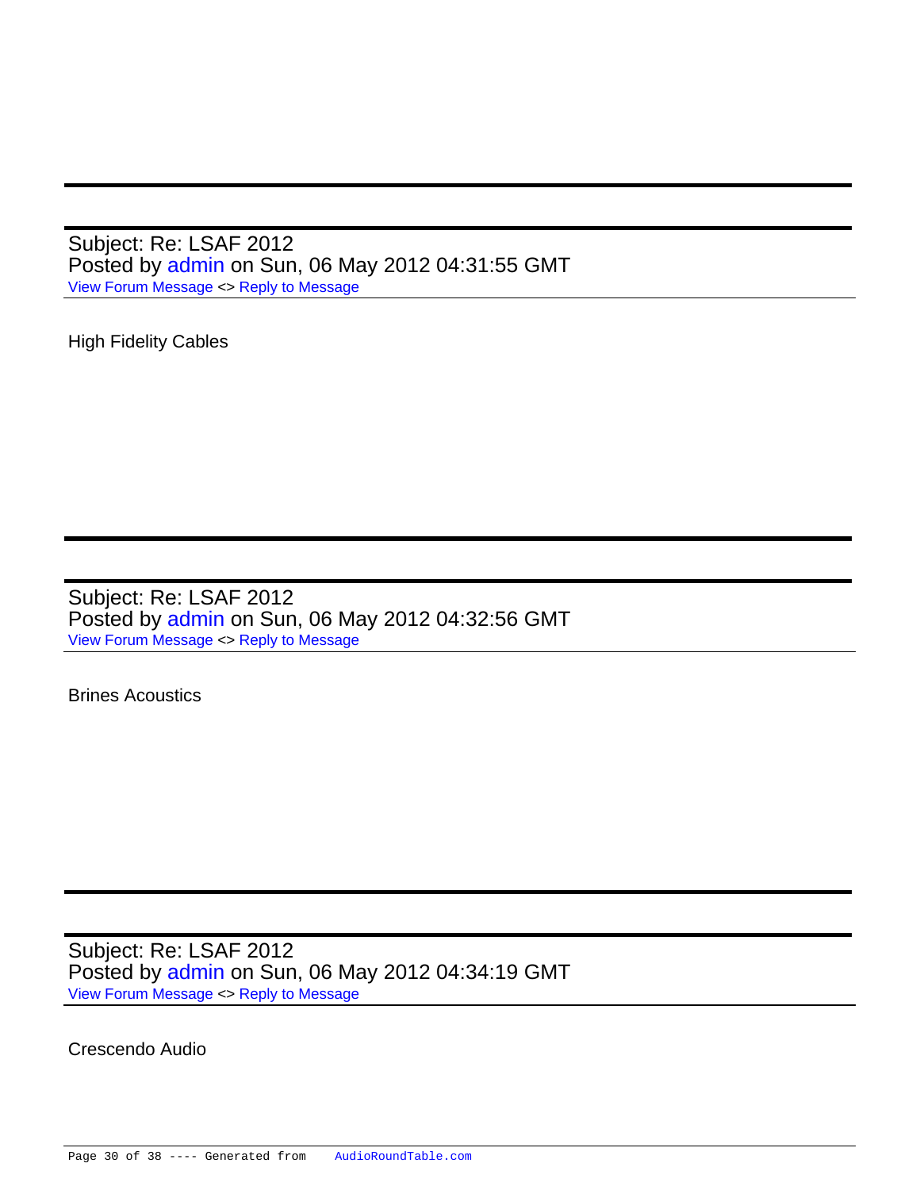---

Subject: Re: LSAF 2012
Posted by admin on Sun, 06 May 2012 04:31:55 GMT
View Forum Message <> Reply to Message

High Fidelity Cables

---

Subject: Re: LSAF 2012
Posted by admin on Sun, 06 May 2012 04:32:56 GMT
View Forum Message <> Reply to Message

Brines Acoustics

---

Subject: Re: LSAF 2012
Posted by admin on Sun, 06 May 2012 04:34:19 GMT
View Forum Message <> Reply to Message

Crescendo Audio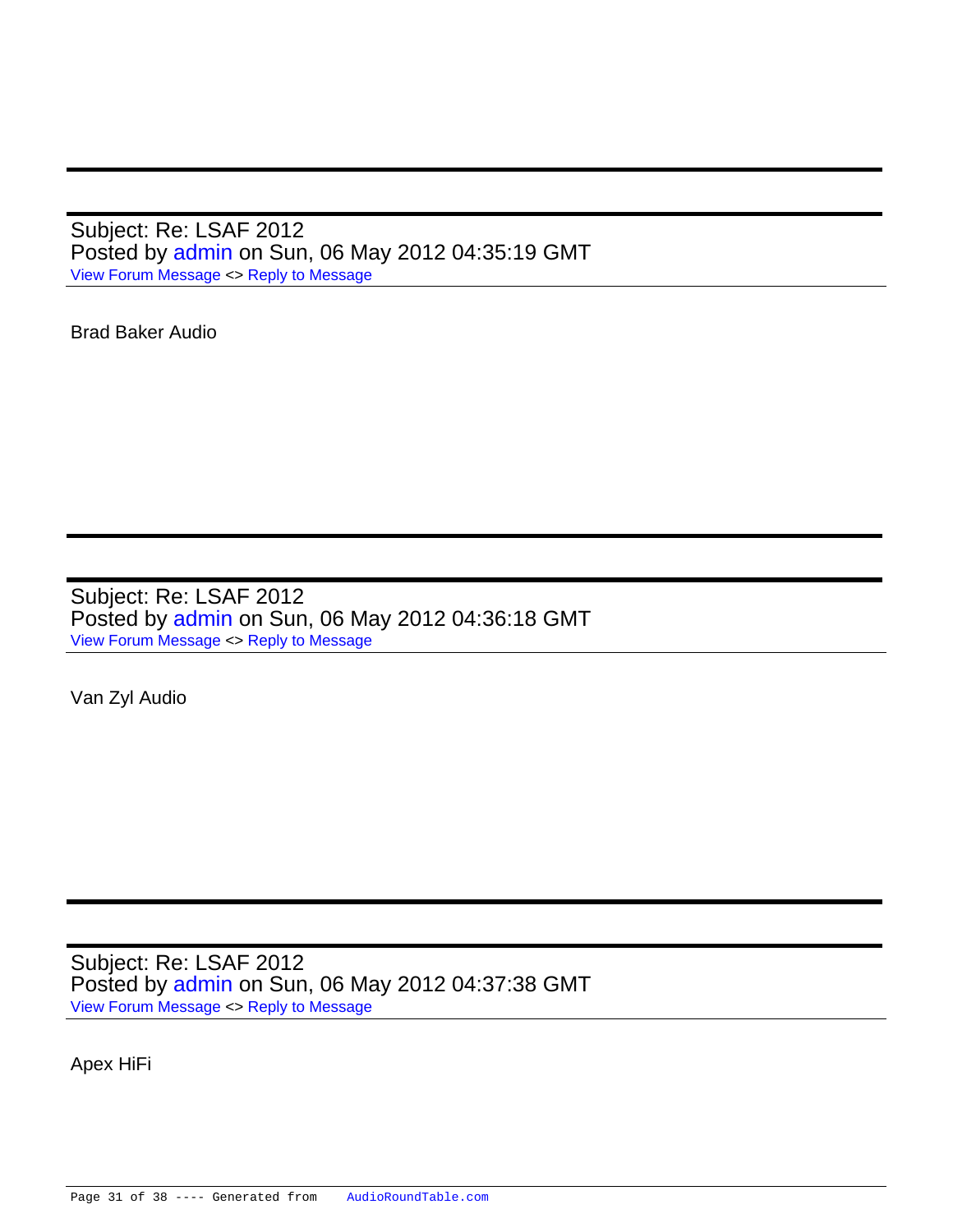---

Subject: Re: LSAF 2012
Posted by admin on Sun, 06 May 2012 04:35:19 GMT
View Forum Message <> Reply to Message

Brad Baker Audio

---

Subject: Re: LSAF 2012
Posted by admin on Sun, 06 May 2012 04:36:18 GMT
View Forum Message <> Reply to Message

Van Zyl Audio

---

Subject: Re: LSAF 2012
Posted by admin on Sun, 06 May 2012 04:37:38 GMT
View Forum Message <> Reply to Message

Apex HiFi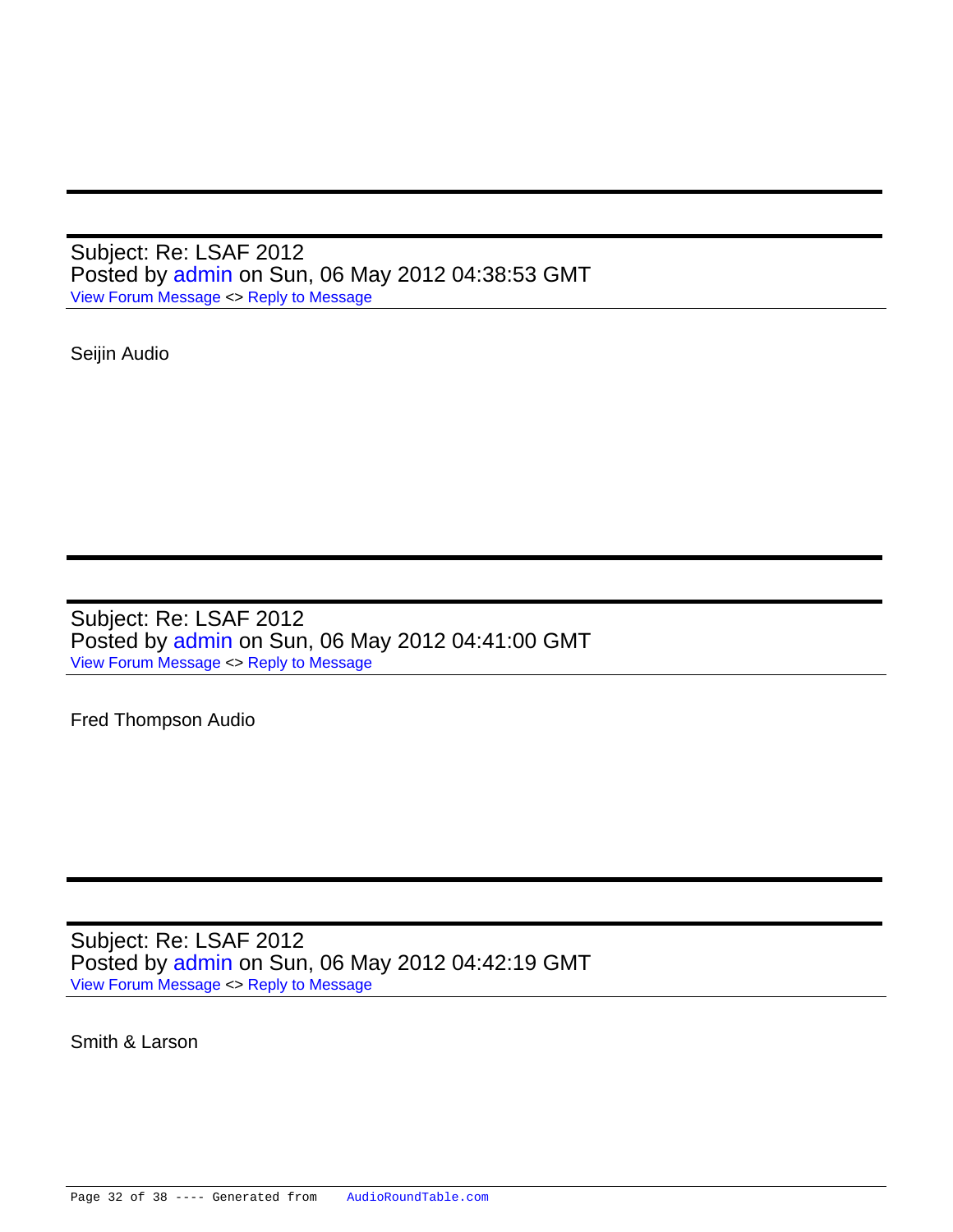---

Subject: Re: LSAF 2012
Posted by admin on Sun, 06 May 2012 04:38:53 GMT
View Forum Message <> Reply to Message

---

Seijin Audio

---

Subject: Re: LSAF 2012
Posted by admin on Sun, 06 May 2012 04:41:00 GMT
View Forum Message <> Reply to Message

---

Fred Thompson Audio

---

Subject: Re: LSAF 2012
Posted by admin on Sun, 06 May 2012 04:42:19 GMT
View Forum Message <> Reply to Message

---

Smith & Larson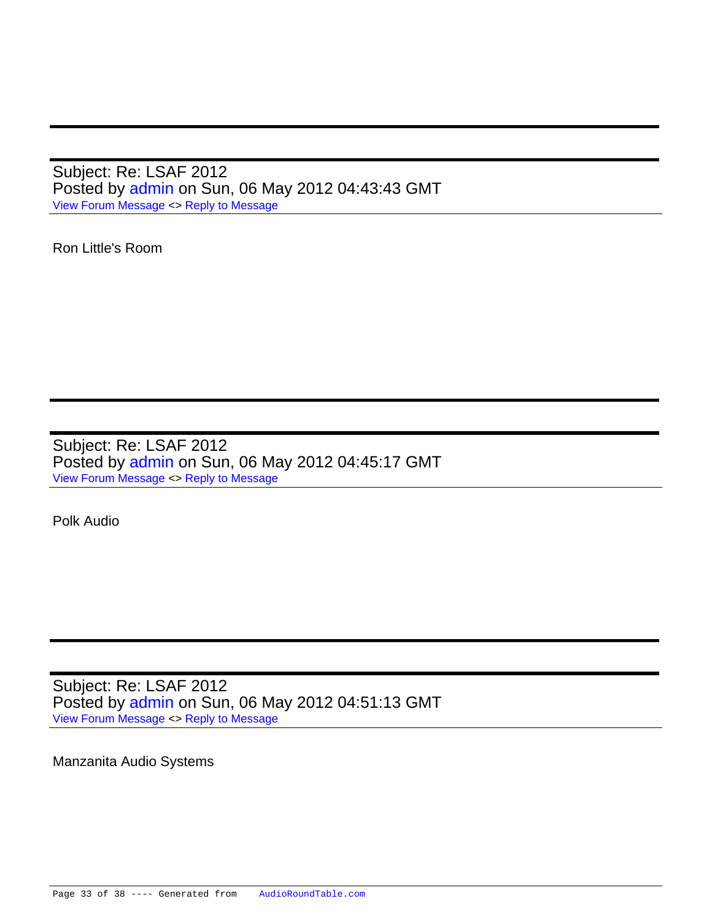---

Subject: Re: LSAF 2012
Posted by admin on Sun, 06 May 2012 04:43:43 GMT
View Forum Message <> Reply to Message

Ron Little's Room

---

Subject: Re: LSAF 2012
Posted by admin on Sun, 06 May 2012 04:45:17 GMT
View Forum Message <> Reply to Message

Polk Audio

---

Subject: Re: LSAF 2012
Posted by admin on Sun, 06 May 2012 04:51:13 GMT
View Forum Message <> Reply to Message

Manzanita Audio Systems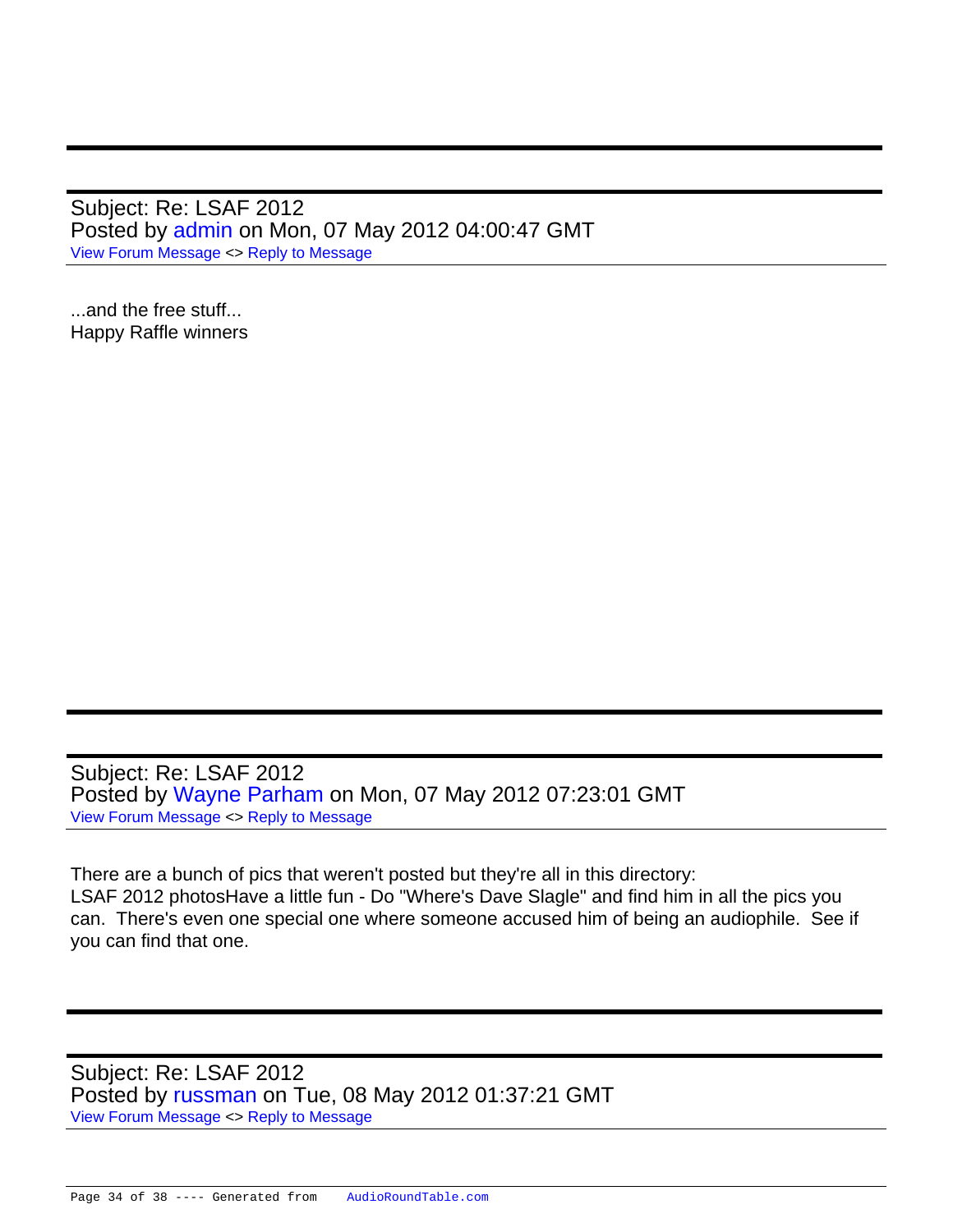---

Subject: Re: LSAF 2012
Posted by admin on Mon, 07 May 2012 04:00:47 GMT
View Forum Message <> Reply to Message

...and the free stuff...
Happy Raffle winners

---

Subject: Re: LSAF 2012
Posted by Wayne Parham on Mon, 07 May 2012 07:23:01 GMT
View Forum Message <> Reply to Message

There are a bunch of pics that weren't posted but they're all in this directory:
LSAF 2012 photosHave a little fun - Do "Where's Dave Slagle" and find him in all the pics you can.  There's even one special one where someone accused him of being an audiophile.  See if you can find that one.

---

Subject: Re: LSAF 2012
Posted by russman on Tue, 08 May 2012 01:37:21 GMT
View Forum Message <> Reply to Message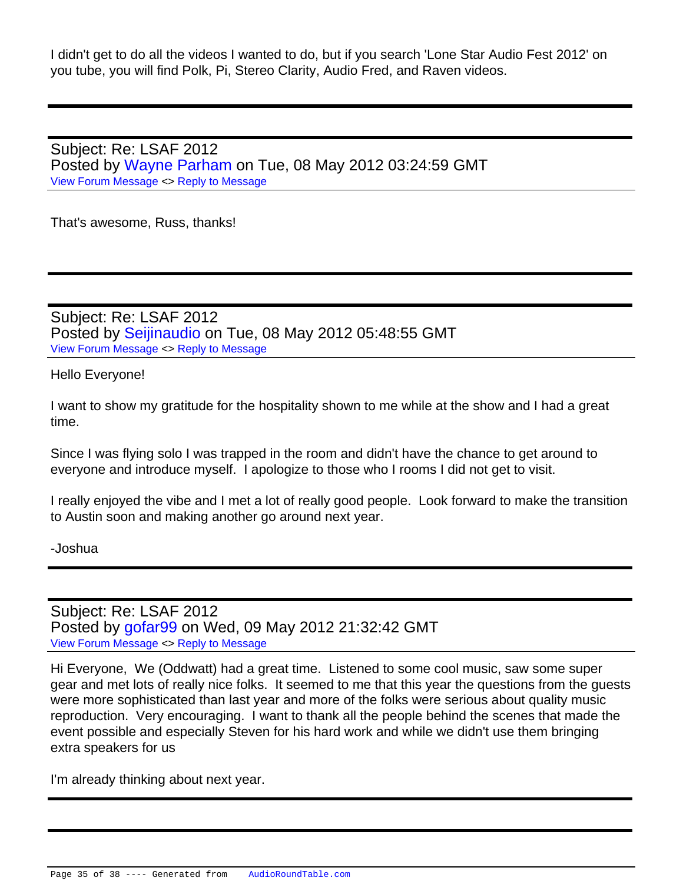I didn't get to do all the videos I wanted to do, but if you search 'Lone Star Audio Fest 2012' on you tube, you will find Polk, Pi, Stereo Clarity, Audio Fred, and Raven videos.

---

Subject: Re: LSAF 2012
Posted by Wayne Parham on Tue, 08 May 2012 03:24:59 GMT
View Forum Message <> Reply to Message

That's awesome, Russ, thanks!

---

Subject: Re: LSAF 2012
Posted by Seijinaudio on Tue, 08 May 2012 05:48:55 GMT
View Forum Message <> Reply to Message

Hello Everyone!

I want to show my gratitude for the hospitality shown to me while at the show and I had a great time.

Since I was flying solo I was trapped in the room and didn't have the chance to get around to everyone and introduce myself. I apologize to those who I rooms I did not get to visit.

I really enjoyed the vibe and I met a lot of really good people. Look forward to make the transition to Austin soon and making another go around next year.

-Joshua

---

Subject: Re: LSAF 2012
Posted by gofar99 on Wed, 09 May 2012 21:32:42 GMT
View Forum Message <> Reply to Message

Hi Everyone, We (Oddwatt) had a great time. Listened to some cool music, saw some super gear and met lots of really nice folks. It seemed to me that this year the questions from the guests were more sophisticated than last year and more of the folks were serious about quality music reproduction. Very encouraging. I want to thank all the people behind the scenes that made the event possible and especially Steven for his hard work and while we didn't use them bringing extra speakers for us

I'm already thinking about next year.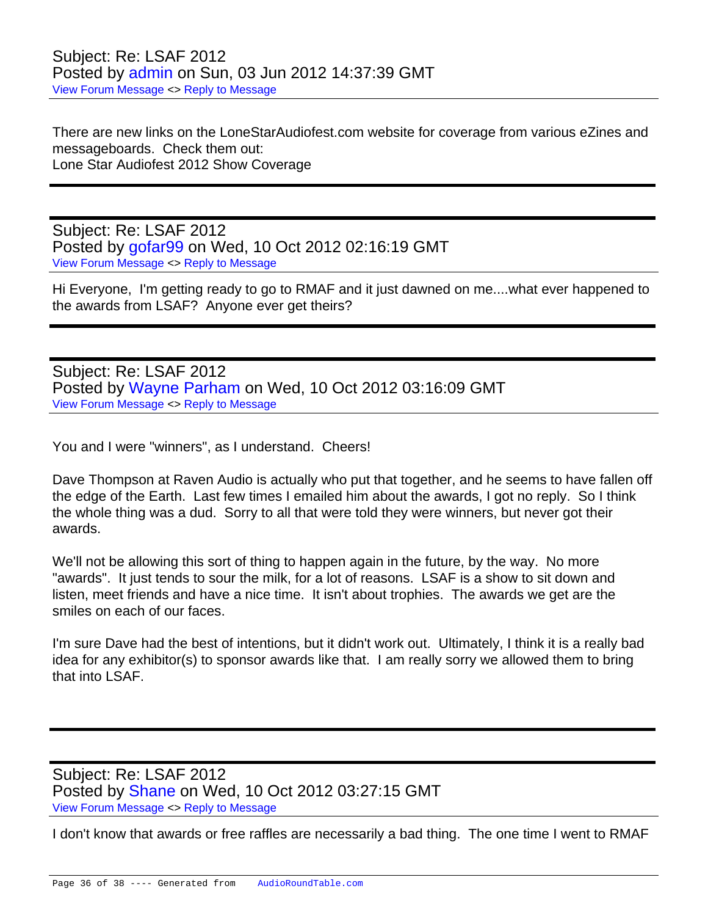Subject: Re: LSAF 2012
Posted by admin on Sun, 03 Jun 2012 14:37:39 GMT
View Forum Message <> Reply to Message

There are new links on the LoneStarAudiofest.com website for coverage from various eZines and messageboards. Check them out:
Lone Star Audiofest 2012 Show Coverage

---

Subject: Re: LSAF 2012
Posted by gofar99 on Wed, 10 Oct 2012 02:16:19 GMT
View Forum Message <> Reply to Message

Hi Everyone, I'm getting ready to go to RMAF and it just dawned on me....what ever happened to the awards from LSAF? Anyone ever get theirs?

---

Subject: Re: LSAF 2012
Posted by Wayne Parham on Wed, 10 Oct 2012 03:16:09 GMT
View Forum Message <> Reply to Message

You and I were "winners", as I understand. Cheers!

Dave Thompson at Raven Audio is actually who put that together, and he seems to have fallen off the edge of the Earth. Last few times I emailed him about the awards, I got no reply. So I think the whole thing was a dud. Sorry to all that were told they were winners, but never got their awards.

We'll not be allowing this sort of thing to happen again in the future, by the way. No more "awards". It just tends to sour the milk, for a lot of reasons. LSAF is a show to sit down and listen, meet friends and have a nice time. It isn't about trophies. The awards we get are the smiles on each of our faces.

I'm sure Dave had the best of intentions, but it didn't work out. Ultimately, I think it is a really bad idea for any exhibitor(s) to sponsor awards like that. I am really sorry we allowed them to bring that into LSAF.

---

Subject: Re: LSAF 2012
Posted by Shane on Wed, 10 Oct 2012 03:27:15 GMT
View Forum Message <> Reply to Message

I don't know that awards or free raffles are necessarily a bad thing. The one time I went to RMAF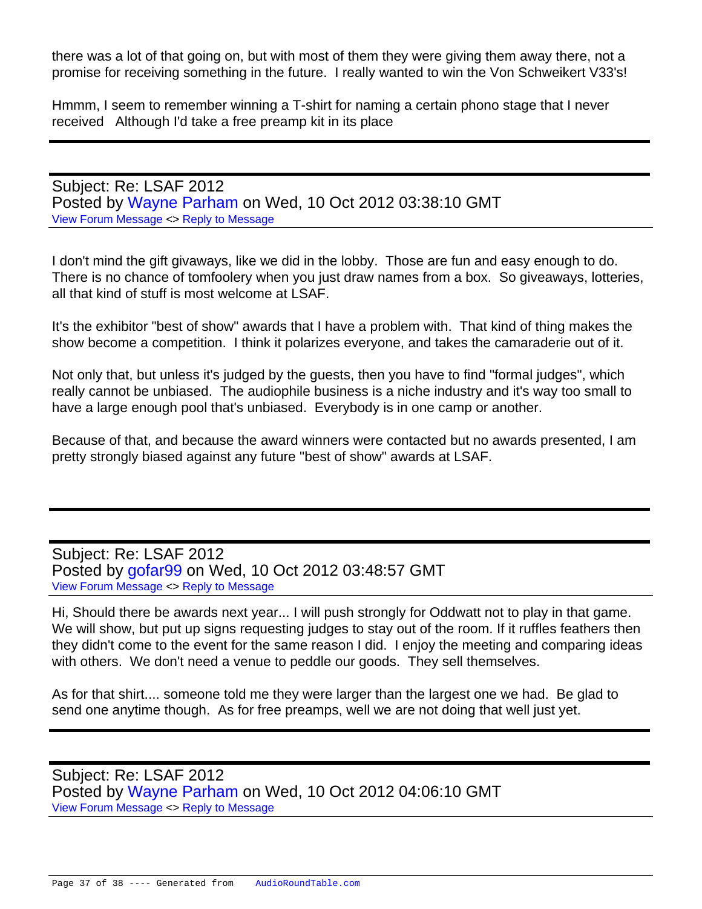there was a lot of that going on, but with most of them they were giving them away there, not a promise for receiving something in the future. I really wanted to win the Von Schweikert V33's!

Hmmm, I seem to remember winning a T-shirt for naming a certain phono stage that I never received  Although I'd take a free preamp kit in its place

---

Subject: Re: LSAF 2012
Posted by Wayne Parham on Wed, 10 Oct 2012 03:38:10 GMT
View Forum Message <> Reply to Message

I don't mind the gift givaways, like we did in the lobby. Those are fun and easy enough to do. There is no chance of tomfoolery when you just draw names from a box. So giveaways, lotteries, all that kind of stuff is most welcome at LSAF.

It's the exhibitor "best of show" awards that I have a problem with. That kind of thing makes the show become a competition. I think it polarizes everyone, and takes the camaraderie out of it.

Not only that, but unless it's judged by the guests, then you have to find "formal judges", which really cannot be unbiased. The audiophile business is a niche industry and it's way too small to have a large enough pool that's unbiased. Everybody is in one camp or another.

Because of that, and because the award winners were contacted but no awards presented, I am pretty strongly biased against any future "best of show" awards at LSAF.

---

Subject: Re: LSAF 2012
Posted by gofar99 on Wed, 10 Oct 2012 03:48:57 GMT
View Forum Message <> Reply to Message

Hi, Should there be awards next year... I will push strongly for Oddwatt not to play in that game. We will show, but put up signs requesting judges to stay out of the room. If it ruffles feathers then they didn't come to the event for the same reason I did. I enjoy the meeting and comparing ideas with others. We don't need a venue to peddle our goods. They sell themselves.

As for that shirt.... someone told me they were larger than the largest one we had. Be glad to send one anytime though. As for free preamps, well we are not doing that well just yet.

---

Subject: Re: LSAF 2012
Posted by Wayne Parham on Wed, 10 Oct 2012 04:06:10 GMT
View Forum Message <> Reply to Message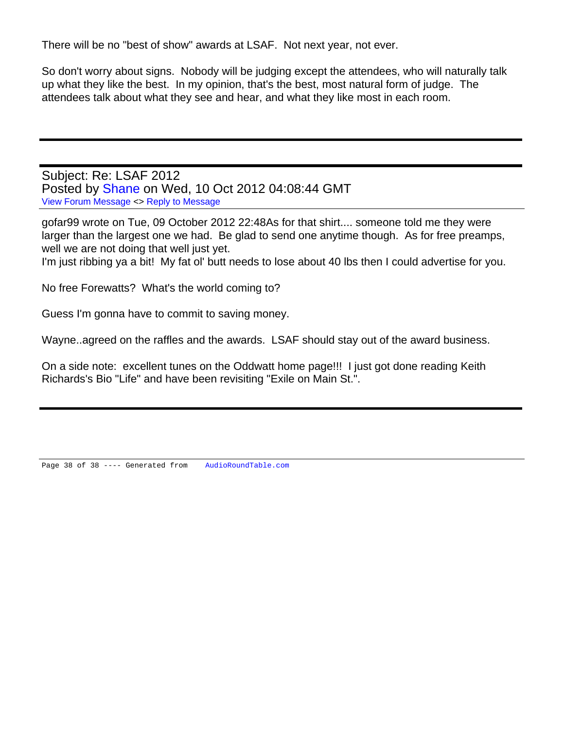There will be no "best of show" awards at LSAF.  Not next year, not ever.

So don't worry about signs.  Nobody will be judging except the attendees, who will naturally talk up what they like the best.  In my opinion, that's the best, most natural form of judge.  The attendees talk about what they see and hear, and what they like most in each room.

---

Subject: Re: LSAF 2012
Posted by Shane on Wed, 10 Oct 2012 04:08:44 GMT
View Forum Message <> Reply to Message

gofar99 wrote on Tue, 09 October 2012 22:48As for that shirt.... someone told me they were larger than the largest one we had.  Be glad to send one anytime though.  As for free preamps, well we are not doing that well just yet.
I'm just ribbing ya a bit!  My fat ol' butt needs to lose about 40 lbs then I could advertise for you.

No free Forewatts?  What's the world coming to?

Guess I'm gonna have to commit to saving money.

Wayne..agreed on the raffles and the awards.  LSAF should stay out of the award business.

On a side note:  excellent tunes on the Oddwatt home page!!!  I just got done reading Keith Richards's Bio "Life" and have been revisiting "Exile on Main St.".